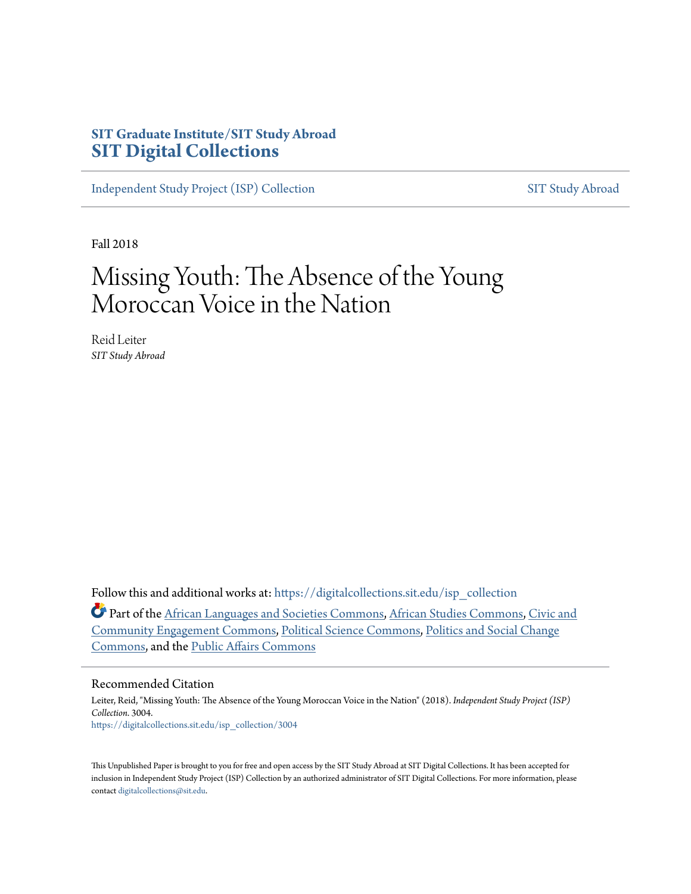**SIT Graduate Institute/SIT Study Abroad**
# SIT Digital Collections

Independent Study Project (ISP) Collection | SIT Study Abroad

Fall 2018

# Missing Youth: The Absence of the Young Moroccan Voice in the Nation

Reid Leiter
*SIT Study Abroad*

Follow this and additional works at: https://digitalcollections.sit.edu/isp_collection

Part of the African Languages and Societies Commons, African Studies Commons, Civic and Community Engagement Commons, Political Science Commons, Politics and Social Change Commons, and the Public Affairs Commons

## Recommended Citation

Leiter, Reid, "Missing Youth: The Absence of the Young Moroccan Voice in the Nation" (2018). *Independent Study Project (ISP) Collection*. 3004.
https://digitalcollections.sit.edu/isp_collection/3004

This Unpublished Paper is brought to you for free and open access by the SIT Study Abroad at SIT Digital Collections. It has been accepted for inclusion in Independent Study Project (ISP) Collection by an authorized administrator of SIT Digital Collections. For more information, please contact digitalcollections@sit.edu.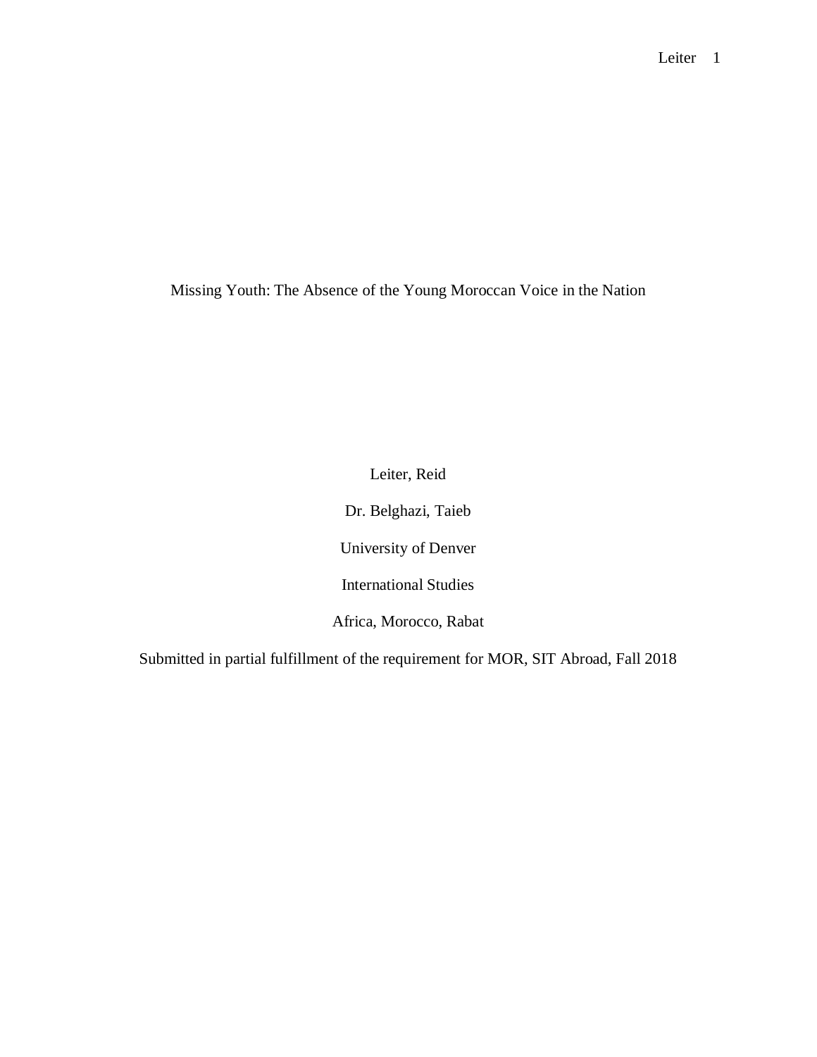Missing Youth: The Absence of the Young Moroccan Voice in the Nation

Leiter, Reid

Dr. Belghazi, Taieb

University of Denver

International Studies

Africa, Morocco, Rabat

Submitted in partial fulfillment of the requirement for MOR, SIT Abroad, Fall 2018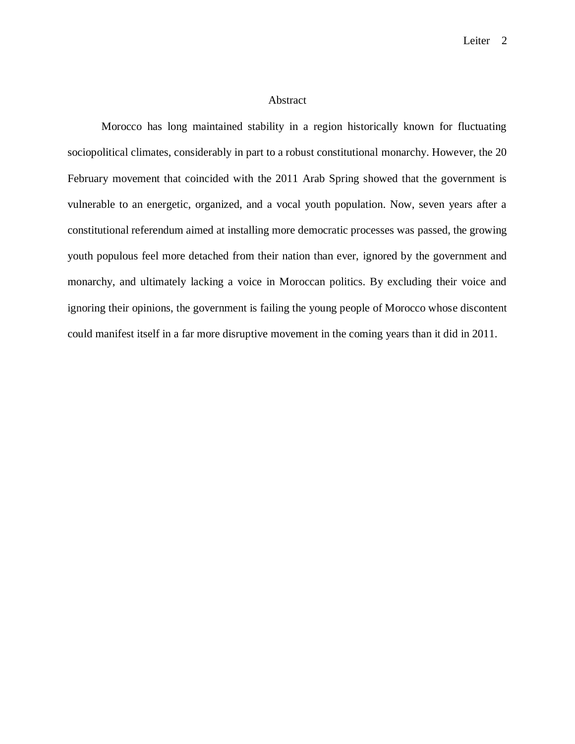# Abstract

Morocco has long maintained stability in a region historically known for fluctuating sociopolitical climates, considerably in part to a robust constitutional monarchy. However, the 20 February movement that coincided with the 2011 Arab Spring showed that the government is vulnerable to an energetic, organized, and a vocal youth population. Now, seven years after a constitutional referendum aimed at installing more democratic processes was passed, the growing youth populous feel more detached from their nation than ever, ignored by the government and monarchy, and ultimately lacking a voice in Moroccan politics. By excluding their voice and ignoring their opinions, the government is failing the young people of Morocco whose discontent could manifest itself in a far more disruptive movement in the coming years than it did in 2011.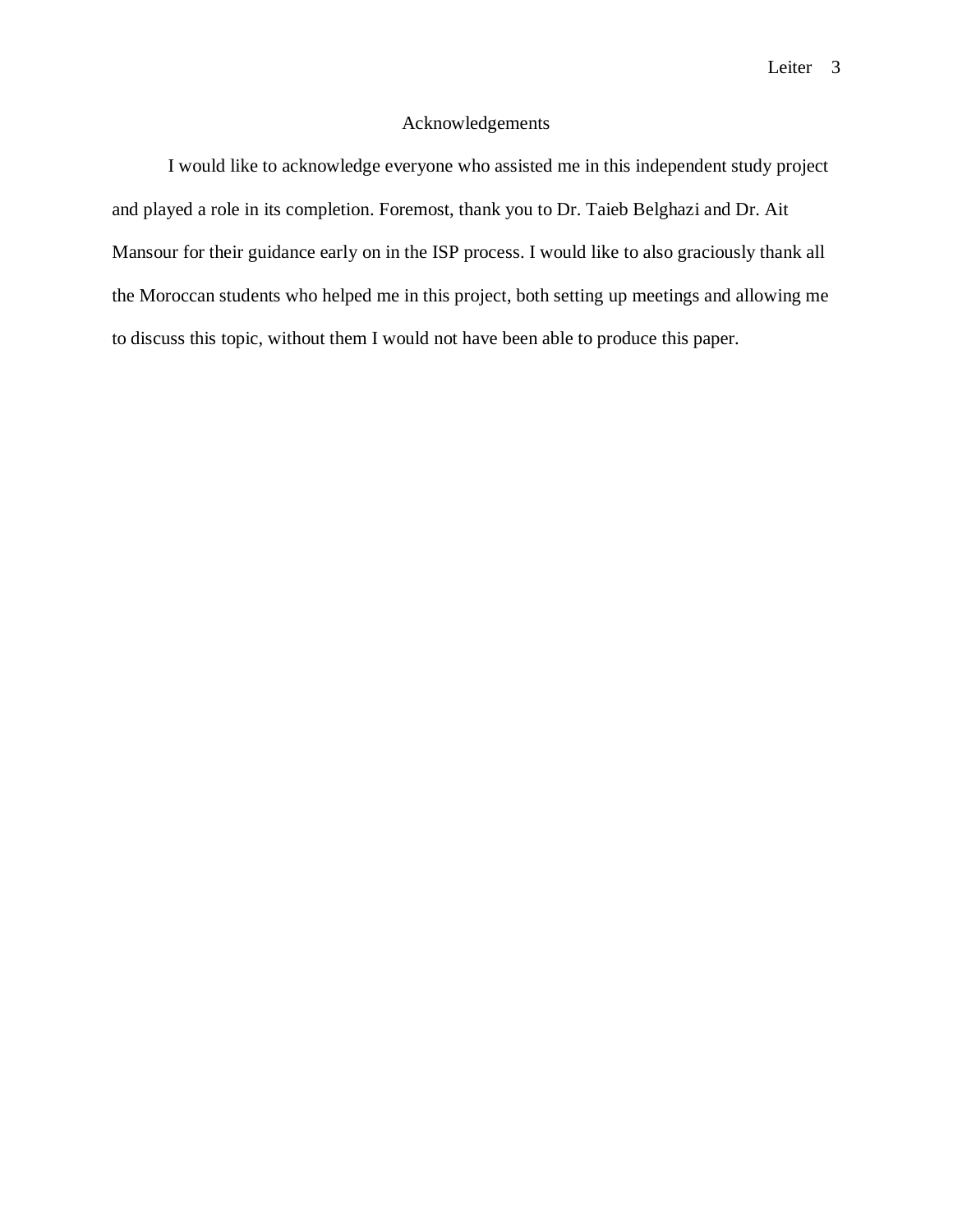# Acknowledgements

I would like to acknowledge everyone who assisted me in this independent study project and played a role in its completion. Foremost, thank you to Dr. Taieb Belghazi and Dr. Ait Mansour for their guidance early on in the ISP process. I would like to also graciously thank all the Moroccan students who helped me in this project, both setting up meetings and allowing me to discuss this topic, without them I would not have been able to produce this paper.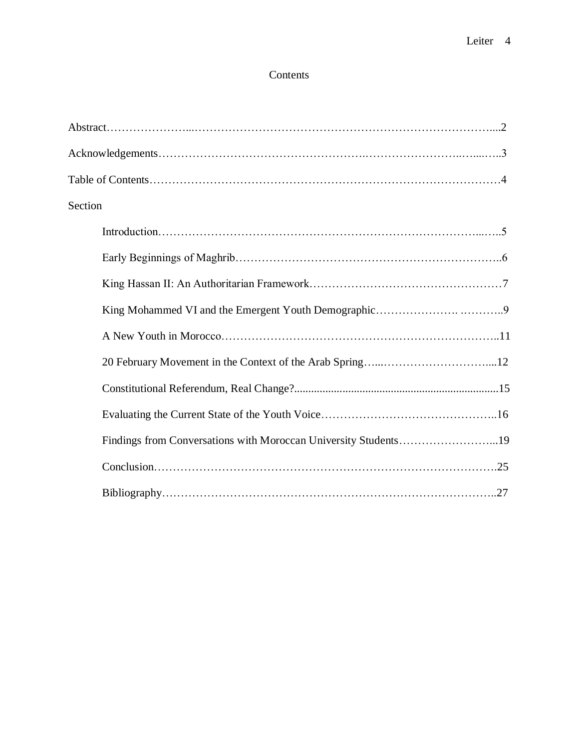# Contents

Abstract……………………...………………………………………………………………….....2

Acknowledgements………………………………………….……………………..…....…..3

Table of Contents…………………………………………………………………………………4

Section

- Introduction…………………………………………………………………………...…..5
- Early Beginnings of Maghrib……………………………………………………………..6
- King Hassan II: An Authoritarian Framework……………………………………………7
- King Mohammed VI and the Emergent Youth Demographic…………………. ………..9
- A New Youth in Morocco………………………………………………………………..11
- 20 February Movement in the Context of the Arab Spring…...………………………....12
- Constitutional Referendum, Real Change?.......................................................................15
- Evaluating the Current State of the Youth Voice………………………………………..16
- Findings from Conversations with Moroccan University Students……………………...19
- Conclusion……………………………………………………………………………….25
- Bibliography……………………………………………………………………………..27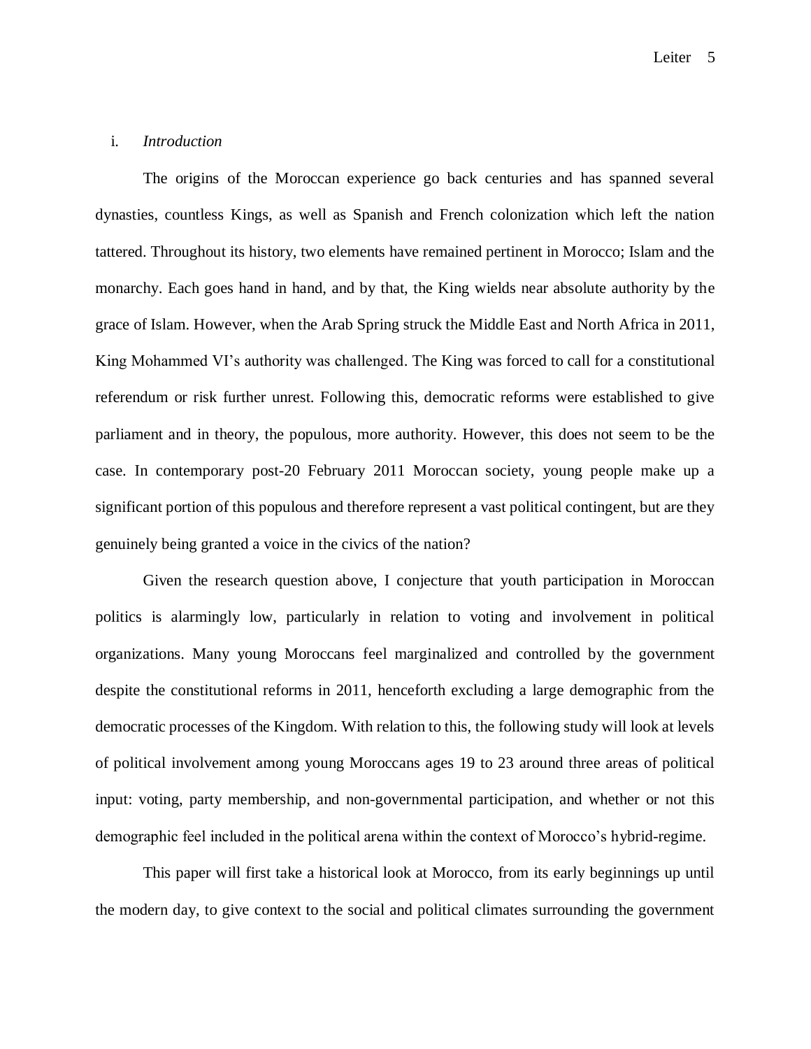## i. *Introduction*

The origins of the Moroccan experience go back centuries and has spanned several dynasties, countless Kings, as well as Spanish and French colonization which left the nation tattered. Throughout its history, two elements have remained pertinent in Morocco; Islam and the monarchy. Each goes hand in hand, and by that, the King wields near absolute authority by the grace of Islam. However, when the Arab Spring struck the Middle East and North Africa in 2011, King Mohammed VI's authority was challenged. The King was forced to call for a constitutional referendum or risk further unrest. Following this, democratic reforms were established to give parliament and in theory, the populous, more authority. However, this does not seem to be the case. In contemporary post-20 February 2011 Moroccan society, young people make up a significant portion of this populous and therefore represent a vast political contingent, but are they genuinely being granted a voice in the civics of the nation?

Given the research question above, I conjecture that youth participation in Moroccan politics is alarmingly low, particularly in relation to voting and involvement in political organizations. Many young Moroccans feel marginalized and controlled by the government despite the constitutional reforms in 2011, henceforth excluding a large demographic from the democratic processes of the Kingdom. With relation to this, the following study will look at levels of political involvement among young Moroccans ages 19 to 23 around three areas of political input: voting, party membership, and non-governmental participation, and whether or not this demographic feel included in the political arena within the context of Morocco's hybrid-regime.

This paper will first take a historical look at Morocco, from its early beginnings up until the modern day, to give context to the social and political climates surrounding the government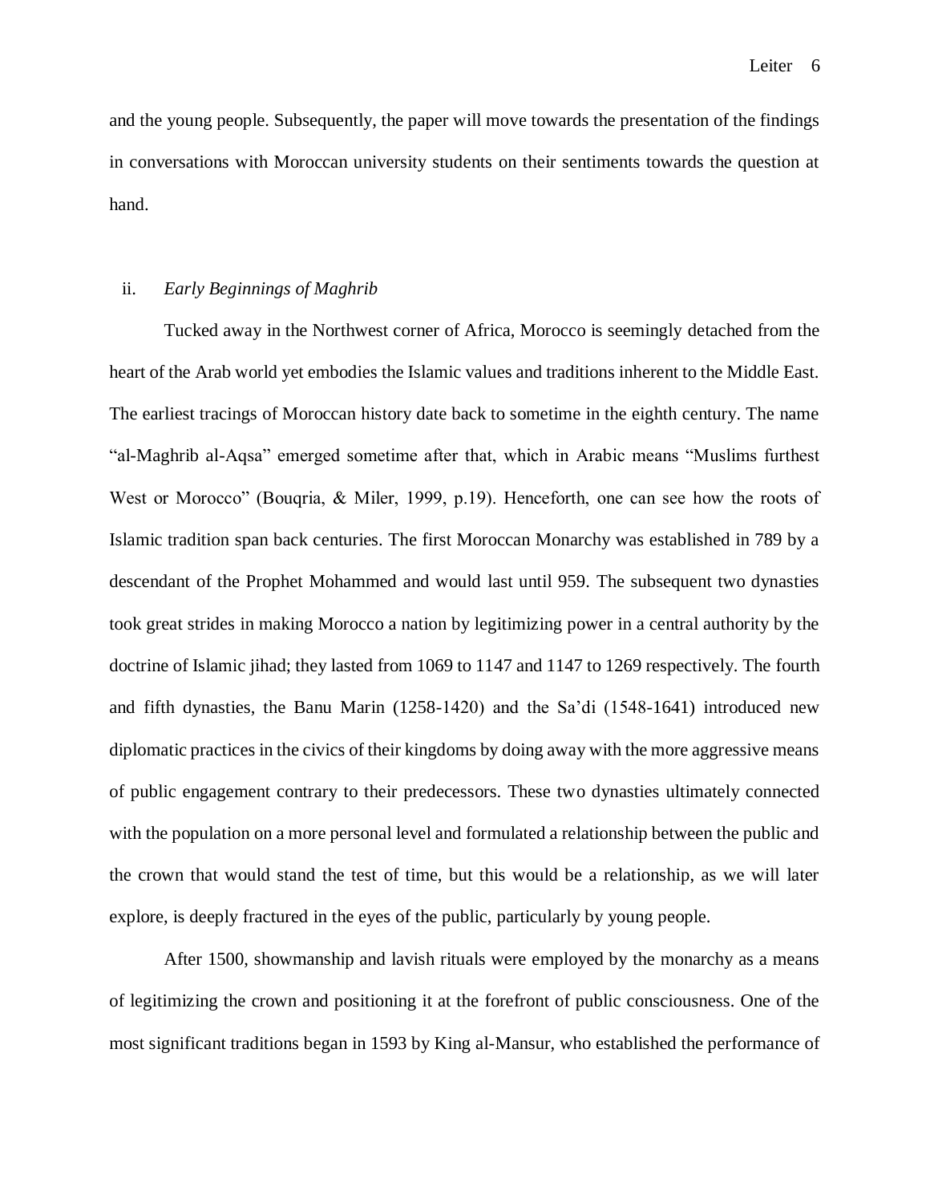and the young people. Subsequently, the paper will move towards the presentation of the findings in conversations with Moroccan university students on their sentiments towards the question at hand.

## ii. *Early Beginnings of Maghrib*

Tucked away in the Northwest corner of Africa, Morocco is seemingly detached from the heart of the Arab world yet embodies the Islamic values and traditions inherent to the Middle East. The earliest tracings of Moroccan history date back to sometime in the eighth century. The name "al-Maghrib al-Aqsa" emerged sometime after that, which in Arabic means "Muslims furthest West or Morocco" (Bouqria, & Miler, 1999, p.19). Henceforth, one can see how the roots of Islamic tradition span back centuries. The first Moroccan Monarchy was established in 789 by a descendant of the Prophet Mohammed and would last until 959. The subsequent two dynasties took great strides in making Morocco a nation by legitimizing power in a central authority by the doctrine of Islamic jihad; they lasted from 1069 to 1147 and 1147 to 1269 respectively. The fourth and fifth dynasties, the Banu Marin (1258-1420) and the Sa'di (1548-1641) introduced new diplomatic practices in the civics of their kingdoms by doing away with the more aggressive means of public engagement contrary to their predecessors. These two dynasties ultimately connected with the population on a more personal level and formulated a relationship between the public and the crown that would stand the test of time, but this would be a relationship, as we will later explore, is deeply fractured in the eyes of the public, particularly by young people.

After 1500, showmanship and lavish rituals were employed by the monarchy as a means of legitimizing the crown and positioning it at the forefront of public consciousness. One of the most significant traditions began in 1593 by King al-Mansur, who established the performance of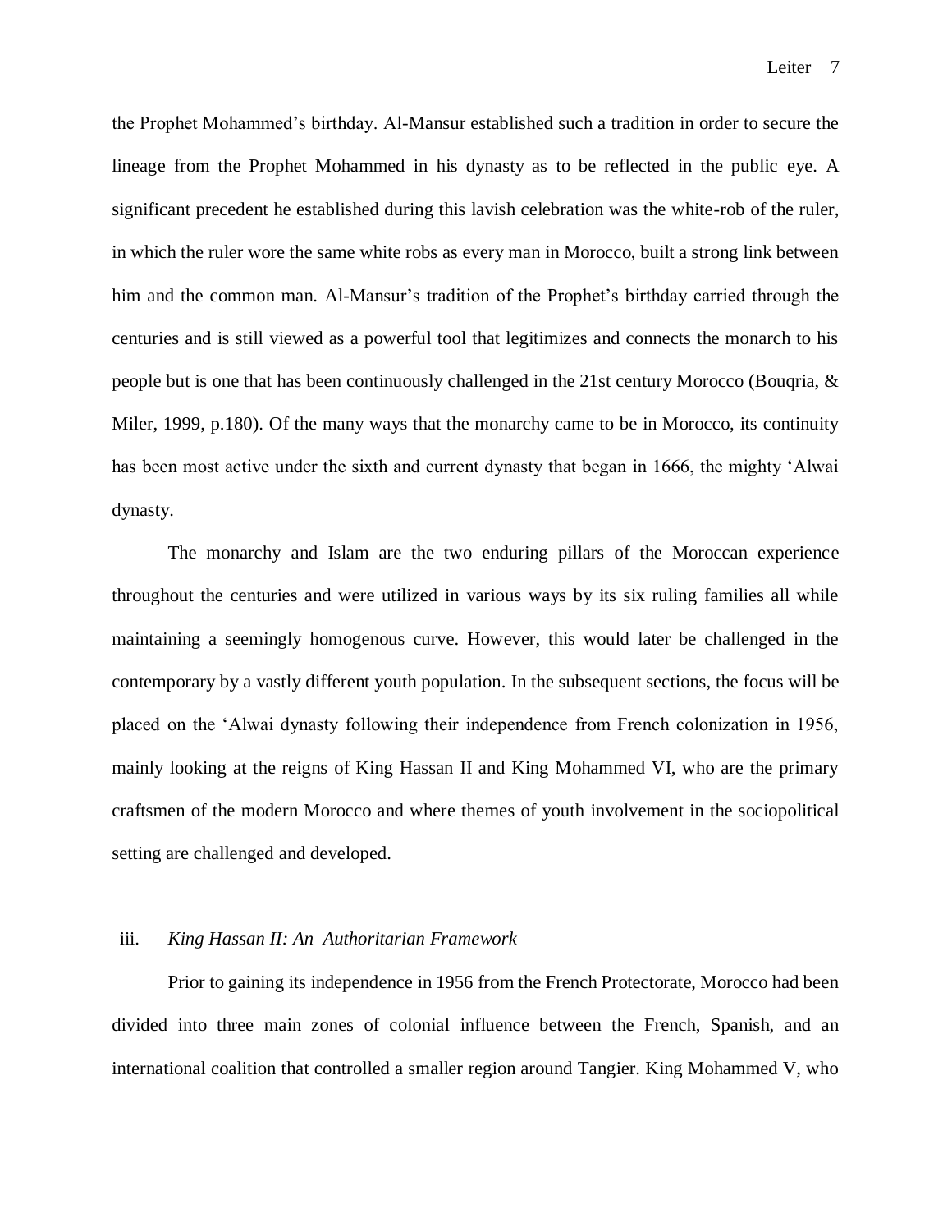the Prophet Mohammed's birthday. Al-Mansur established such a tradition in order to secure the lineage from the Prophet Mohammed in his dynasty as to be reflected in the public eye. A significant precedent he established during this lavish celebration was the white-rob of the ruler, in which the ruler wore the same white robs as every man in Morocco, built a strong link between him and the common man. Al-Mansur's tradition of the Prophet's birthday carried through the centuries and is still viewed as a powerful tool that legitimizes and connects the monarch to his people but is one that has been continuously challenged in the 21st century Morocco (Bouqria, & Miler, 1999, p.180). Of the many ways that the monarchy came to be in Morocco, its continuity has been most active under the sixth and current dynasty that began in 1666, the mighty 'Alwai dynasty.

The monarchy and Islam are the two enduring pillars of the Moroccan experience throughout the centuries and were utilized in various ways by its six ruling families all while maintaining a seemingly homogenous curve. However, this would later be challenged in the contemporary by a vastly different youth population. In the subsequent sections, the focus will be placed on the 'Alwai dynasty following their independence from French colonization in 1956, mainly looking at the reigns of King Hassan II and King Mohammed VI, who are the primary craftsmen of the modern Morocco and where themes of youth involvement in the sociopolitical setting are challenged and developed.

### iii. *King Hassan II: An Authoritarian Framework*

Prior to gaining its independence in 1956 from the French Protectorate, Morocco had been divided into three main zones of colonial influence between the French, Spanish, and an international coalition that controlled a smaller region around Tangier. King Mohammed V, who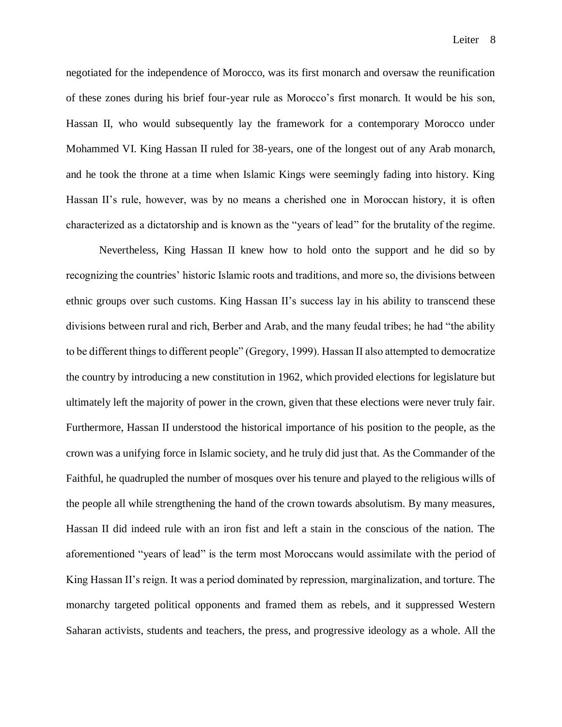negotiated for the independence of Morocco, was its first monarch and oversaw the reunification of these zones during his brief four-year rule as Morocco's first monarch. It would be his son, Hassan II, who would subsequently lay the framework for a contemporary Morocco under Mohammed VI. King Hassan II ruled for 38-years, one of the longest out of any Arab monarch, and he took the throne at a time when Islamic Kings were seemingly fading into history. King Hassan II's rule, however, was by no means a cherished one in Moroccan history, it is often characterized as a dictatorship and is known as the "years of lead" for the brutality of the regime.

Nevertheless, King Hassan II knew how to hold onto the support and he did so by recognizing the countries' historic Islamic roots and traditions, and more so, the divisions between ethnic groups over such customs. King Hassan II's success lay in his ability to transcend these divisions between rural and rich, Berber and Arab, and the many feudal tribes; he had "the ability to be different things to different people" (Gregory, 1999). Hassan II also attempted to democratize the country by introducing a new constitution in 1962, which provided elections for legislature but ultimately left the majority of power in the crown, given that these elections were never truly fair. Furthermore, Hassan II understood the historical importance of his position to the people, as the crown was a unifying force in Islamic society, and he truly did just that. As the Commander of the Faithful, he quadrupled the number of mosques over his tenure and played to the religious wills of the people all while strengthening the hand of the crown towards absolutism. By many measures, Hassan II did indeed rule with an iron fist and left a stain in the conscious of the nation. The aforementioned "years of lead" is the term most Moroccans would assimilate with the period of King Hassan II's reign. It was a period dominated by repression, marginalization, and torture. The monarchy targeted political opponents and framed them as rebels, and it suppressed Western Saharan activists, students and teachers, the press, and progressive ideology as a whole. All the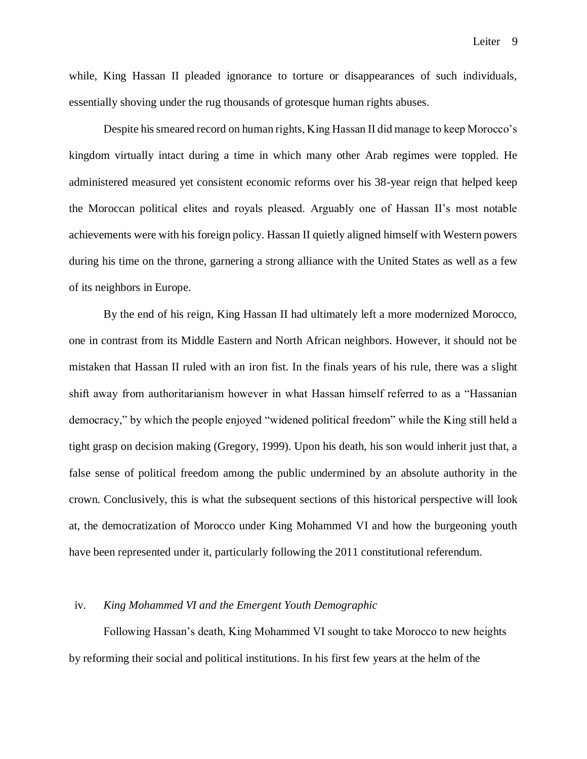while, King Hassan II pleaded ignorance to torture or disappearances of such individuals, essentially shoving under the rug thousands of grotesque human rights abuses.

Despite his smeared record on human rights, King Hassan II did manage to keep Morocco's kingdom virtually intact during a time in which many other Arab regimes were toppled. He administered measured yet consistent economic reforms over his 38-year reign that helped keep the Moroccan political elites and royals pleased. Arguably one of Hassan II's most notable achievements were with his foreign policy. Hassan II quietly aligned himself with Western powers during his time on the throne, garnering a strong alliance with the United States as well as a few of its neighbors in Europe.

By the end of his reign, King Hassan II had ultimately left a more modernized Morocco, one in contrast from its Middle Eastern and North African neighbors. However, it should not be mistaken that Hassan II ruled with an iron fist. In the finals years of his rule, there was a slight shift away from authoritarianism however in what Hassan himself referred to as a "Hassanian democracy," by which the people enjoyed "widened political freedom" while the King still held a tight grasp on decision making (Gregory, 1999). Upon his death, his son would inherit just that, a false sense of political freedom among the public undermined by an absolute authority in the crown. Conclusively, this is what the subsequent sections of this historical perspective will look at, the democratization of Morocco under King Mohammed VI and how the burgeoning youth have been represented under it, particularly following the 2011 constitutional referendum.

### iv. *King Mohammed VI and the Emergent Youth Demographic*

Following Hassan's death, King Mohammed VI sought to take Morocco to new heights by reforming their social and political institutions. In his first few years at the helm of the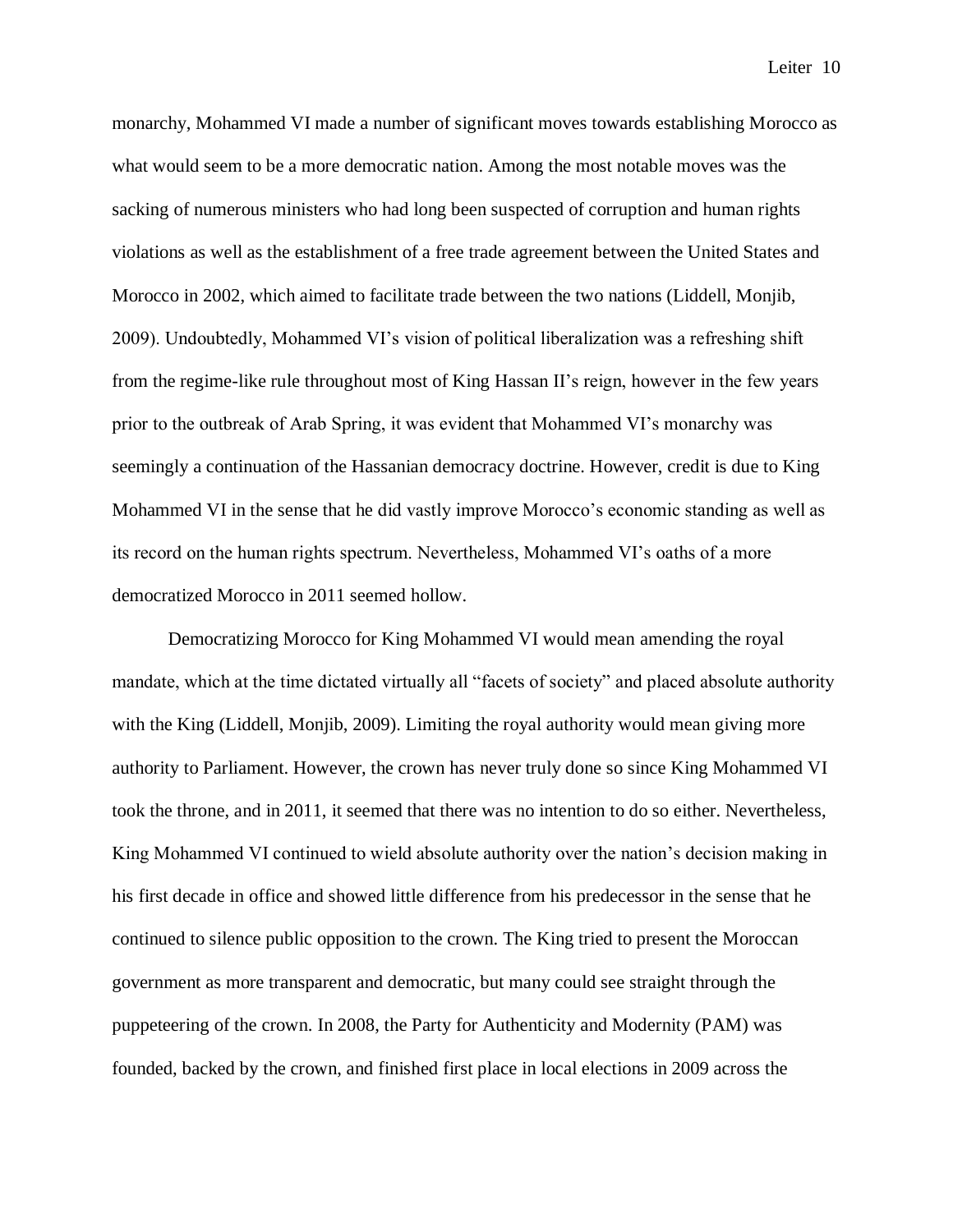monarchy, Mohammed VI made a number of significant moves towards establishing Morocco as what would seem to be a more democratic nation. Among the most notable moves was the sacking of numerous ministers who had long been suspected of corruption and human rights violations as well as the establishment of a free trade agreement between the United States and Morocco in 2002, which aimed to facilitate trade between the two nations (Liddell, Monjib, 2009). Undoubtedly, Mohammed VI's vision of political liberalization was a refreshing shift from the regime-like rule throughout most of King Hassan II's reign, however in the few years prior to the outbreak of Arab Spring, it was evident that Mohammed VI's monarchy was seemingly a continuation of the Hassanian democracy doctrine. However, credit is due to King Mohammed VI in the sense that he did vastly improve Morocco's economic standing as well as its record on the human rights spectrum. Nevertheless, Mohammed VI's oaths of a more democratized Morocco in 2011 seemed hollow.

Democratizing Morocco for King Mohammed VI would mean amending the royal mandate, which at the time dictated virtually all "facets of society" and placed absolute authority with the King (Liddell, Monjib, 2009). Limiting the royal authority would mean giving more authority to Parliament. However, the crown has never truly done so since King Mohammed VI took the throne, and in 2011, it seemed that there was no intention to do so either. Nevertheless, King Mohammed VI continued to wield absolute authority over the nation's decision making in his first decade in office and showed little difference from his predecessor in the sense that he continued to silence public opposition to the crown. The King tried to present the Moroccan government as more transparent and democratic, but many could see straight through the puppeteering of the crown. In 2008, the Party for Authenticity and Modernity (PAM) was founded, backed by the crown, and finished first place in local elections in 2009 across the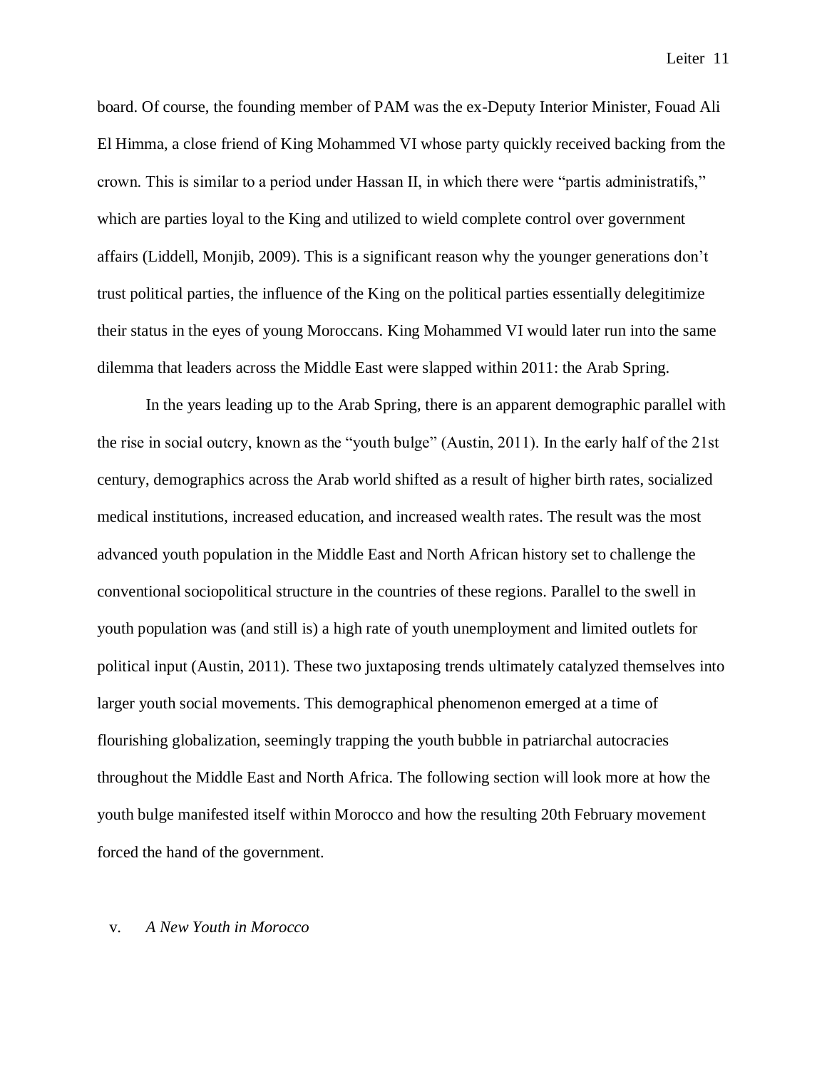board. Of course, the founding member of PAM was the ex-Deputy Interior Minister, Fouad Ali El Himma, a close friend of King Mohammed VI whose party quickly received backing from the crown. This is similar to a period under Hassan II, in which there were "partis administratifs," which are parties loyal to the King and utilized to wield complete control over government affairs (Liddell, Monjib, 2009). This is a significant reason why the younger generations don't trust political parties, the influence of the King on the political parties essentially delegitimize their status in the eyes of young Moroccans. King Mohammed VI would later run into the same dilemma that leaders across the Middle East were slapped within 2011: the Arab Spring.

In the years leading up to the Arab Spring, there is an apparent demographic parallel with the rise in social outcry, known as the "youth bulge" (Austin, 2011). In the early half of the 21st century, demographics across the Arab world shifted as a result of higher birth rates, socialized medical institutions, increased education, and increased wealth rates. The result was the most advanced youth population in the Middle East and North African history set to challenge the conventional sociopolitical structure in the countries of these regions. Parallel to the swell in youth population was (and still is) a high rate of youth unemployment and limited outlets for political input (Austin, 2011). These two juxtaposing trends ultimately catalyzed themselves into larger youth social movements. This demographical phenomenon emerged at a time of flourishing globalization, seemingly trapping the youth bubble in patriarchal autocracies throughout the Middle East and North Africa. The following section will look more at how the youth bulge manifested itself within Morocco and how the resulting 20th February movement forced the hand of the government.

## v. *A New Youth in Morocco*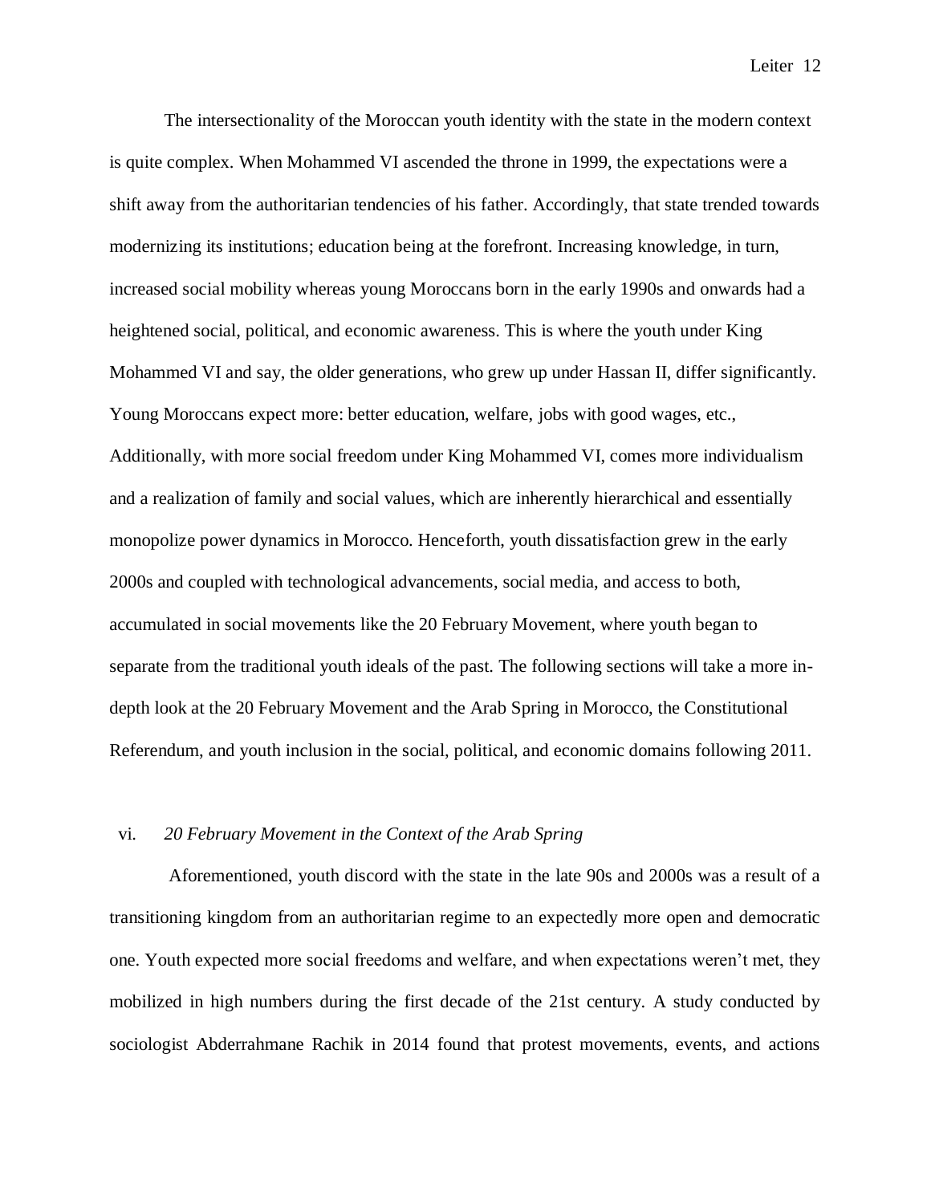The intersectionality of the Moroccan youth identity with the state in the modern context is quite complex. When Mohammed VI ascended the throne in 1999, the expectations were a shift away from the authoritarian tendencies of his father. Accordingly, that state trended towards modernizing its institutions; education being at the forefront. Increasing knowledge, in turn, increased social mobility whereas young Moroccans born in the early 1990s and onwards had a heightened social, political, and economic awareness. This is where the youth under King Mohammed VI and say, the older generations, who grew up under Hassan II, differ significantly. Young Moroccans expect more: better education, welfare, jobs with good wages, etc., Additionally, with more social freedom under King Mohammed VI, comes more individualism and a realization of family and social values, which are inherently hierarchical and essentially monopolize power dynamics in Morocco. Henceforth, youth dissatisfaction grew in the early 2000s and coupled with technological advancements, social media, and access to both, accumulated in social movements like the 20 February Movement, where youth began to separate from the traditional youth ideals of the past. The following sections will take a more in-depth look at the 20 February Movement and the Arab Spring in Morocco, the Constitutional Referendum, and youth inclusion in the social, political, and economic domains following 2011.

### vi. *20 February Movement in the Context of the Arab Spring*

Aforementioned, youth discord with the state in the late 90s and 2000s was a result of a transitioning kingdom from an authoritarian regime to an expectedly more open and democratic one. Youth expected more social freedoms and welfare, and when expectations weren't met, they mobilized in high numbers during the first decade of the 21st century. A study conducted by sociologist Abderrahmane Rachik in 2014 found that protest movements, events, and actions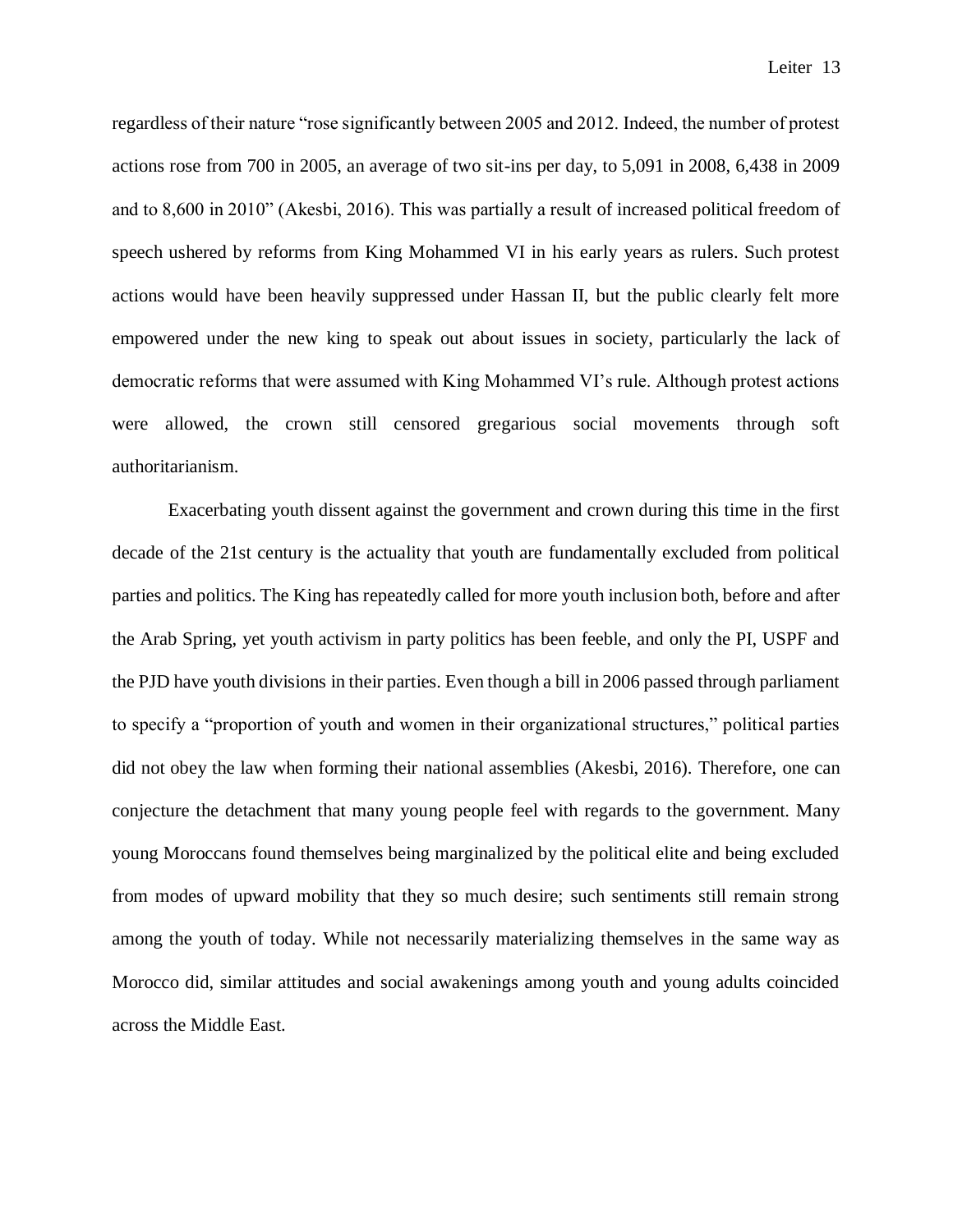regardless of their nature "rose significantly between 2005 and 2012. Indeed, the number of protest actions rose from 700 in 2005, an average of two sit-ins per day, to 5,091 in 2008, 6,438 in 2009 and to 8,600 in 2010" (Akesbi, 2016). This was partially a result of increased political freedom of speech ushered by reforms from King Mohammed VI in his early years as rulers. Such protest actions would have been heavily suppressed under Hassan II, but the public clearly felt more empowered under the new king to speak out about issues in society, particularly the lack of democratic reforms that were assumed with King Mohammed VI's rule. Although protest actions were allowed, the crown still censored gregarious social movements through soft authoritarianism.

Exacerbating youth dissent against the government and crown during this time in the first decade of the 21st century is the actuality that youth are fundamentally excluded from political parties and politics. The King has repeatedly called for more youth inclusion both, before and after the Arab Spring, yet youth activism in party politics has been feeble, and only the PI, USPF and the PJD have youth divisions in their parties. Even though a bill in 2006 passed through parliament to specify a "proportion of youth and women in their organizational structures," political parties did not obey the law when forming their national assemblies (Akesbi, 2016). Therefore, one can conjecture the detachment that many young people feel with regards to the government. Many young Moroccans found themselves being marginalized by the political elite and being excluded from modes of upward mobility that they so much desire; such sentiments still remain strong among the youth of today. While not necessarily materializing themselves in the same way as Morocco did, similar attitudes and social awakenings among youth and young adults coincided across the Middle East.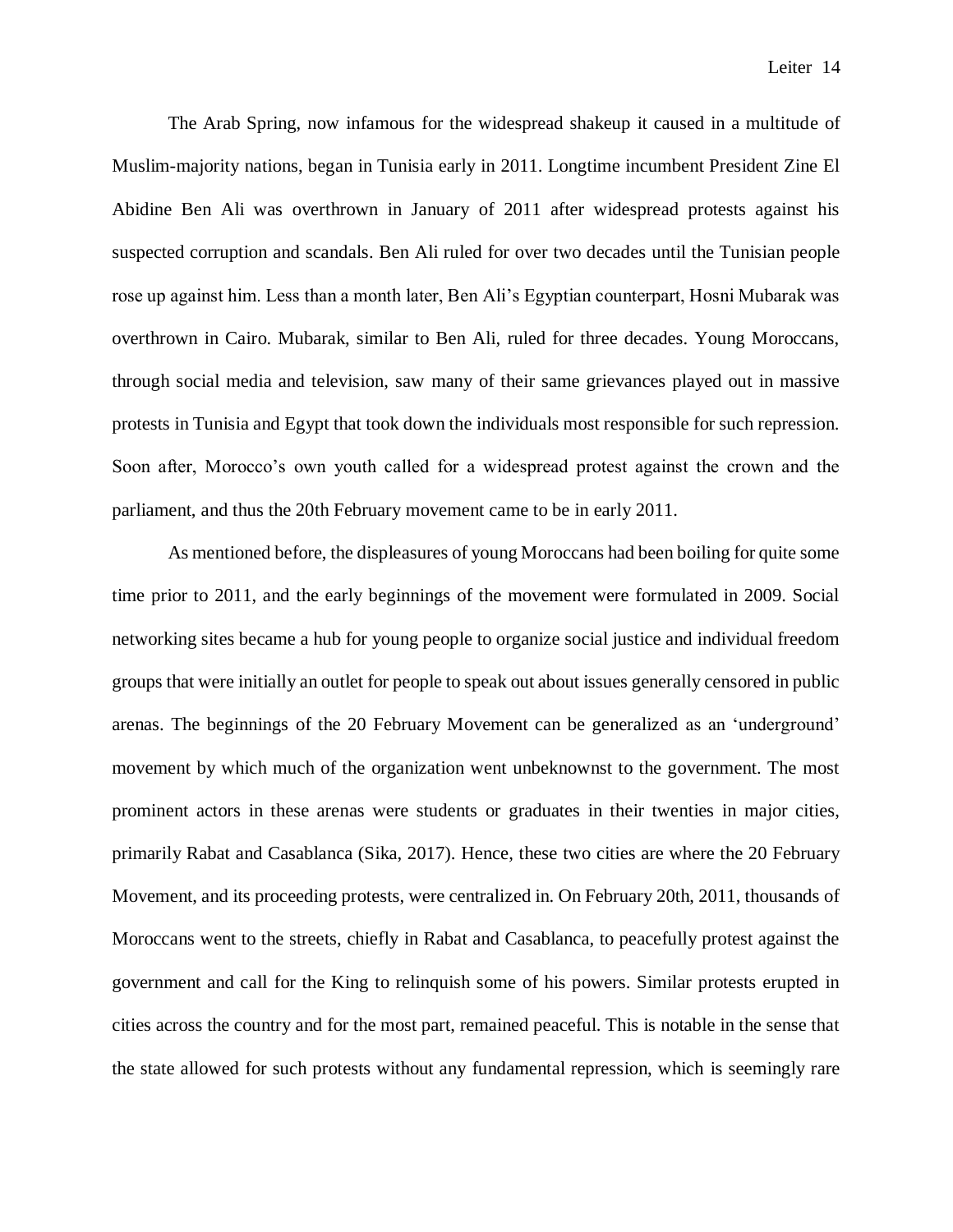The Arab Spring, now infamous for the widespread shakeup it caused in a multitude of Muslim-majority nations, began in Tunisia early in 2011. Longtime incumbent President Zine El Abidine Ben Ali was overthrown in January of 2011 after widespread protests against his suspected corruption and scandals. Ben Ali ruled for over two decades until the Tunisian people rose up against him. Less than a month later, Ben Ali's Egyptian counterpart, Hosni Mubarak was overthrown in Cairo. Mubarak, similar to Ben Ali, ruled for three decades. Young Moroccans, through social media and television, saw many of their same grievances played out in massive protests in Tunisia and Egypt that took down the individuals most responsible for such repression. Soon after, Morocco's own youth called for a widespread protest against the crown and the parliament, and thus the 20th February movement came to be in early 2011.

As mentioned before, the displeasures of young Moroccans had been boiling for quite some time prior to 2011, and the early beginnings of the movement were formulated in 2009. Social networking sites became a hub for young people to organize social justice and individual freedom groups that were initially an outlet for people to speak out about issues generally censored in public arenas. The beginnings of the 20 February Movement can be generalized as an 'underground' movement by which much of the organization went unbeknownst to the government. The most prominent actors in these arenas were students or graduates in their twenties in major cities, primarily Rabat and Casablanca (Sika, 2017). Hence, these two cities are where the 20 February Movement, and its proceeding protests, were centralized in. On February 20th, 2011, thousands of Moroccans went to the streets, chiefly in Rabat and Casablanca, to peacefully protest against the government and call for the King to relinquish some of his powers. Similar protests erupted in cities across the country and for the most part, remained peaceful. This is notable in the sense that the state allowed for such protests without any fundamental repression, which is seemingly rare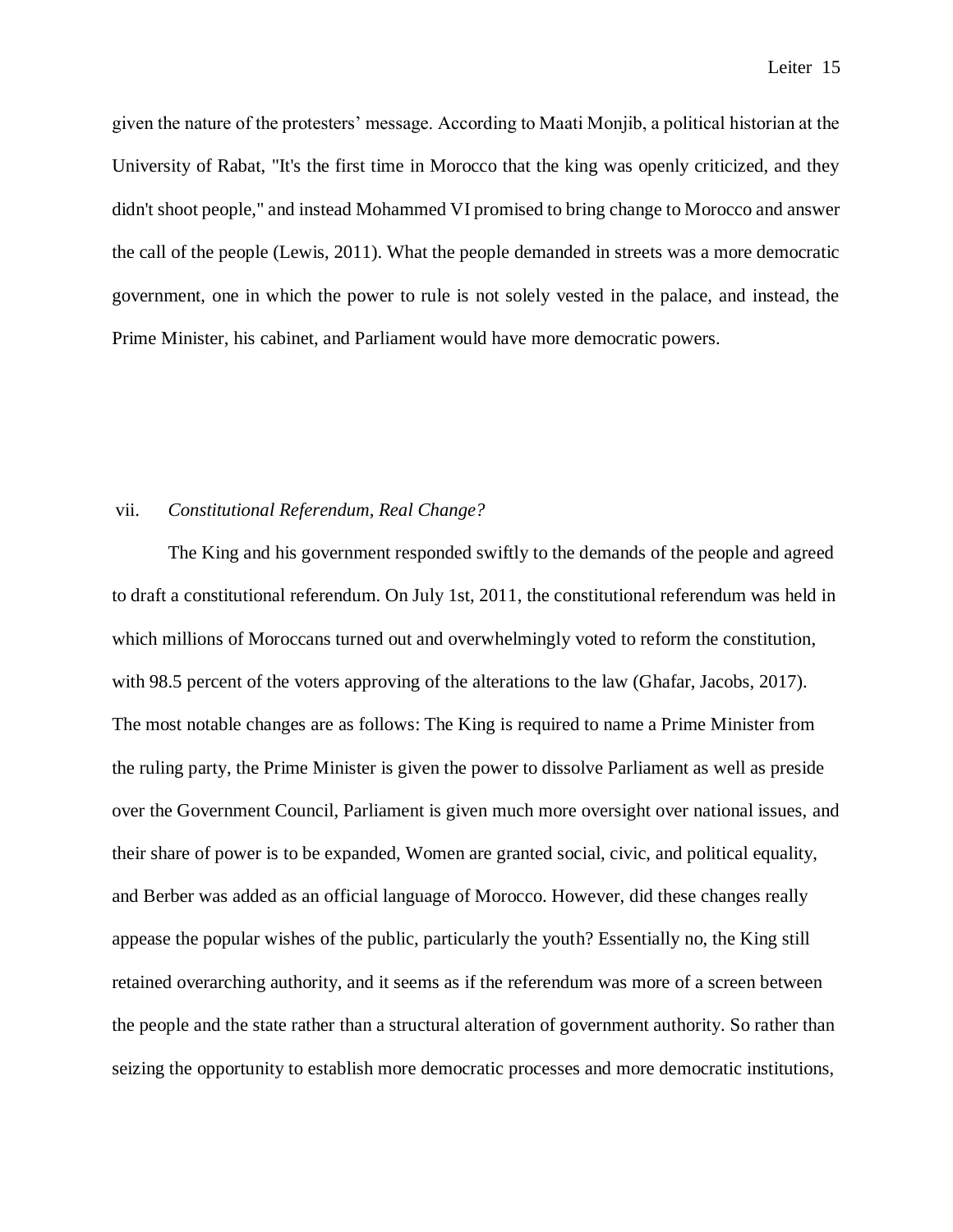given the nature of the protesters' message. According to Maati Monjib, a political historian at the University of Rabat, "It's the first time in Morocco that the king was openly criticized, and they didn't shoot people," and instead Mohammed VI promised to bring change to Morocco and answer the call of the people (Lewis, 2011). What the people demanded in streets was a more democratic government, one in which the power to rule is not solely vested in the palace, and instead, the Prime Minister, his cabinet, and Parliament would have more democratic powers.

### vii. *Constitutional Referendum, Real Change?*

The King and his government responded swiftly to the demands of the people and agreed to draft a constitutional referendum. On July 1st, 2011, the constitutional referendum was held in which millions of Moroccans turned out and overwhelmingly voted to reform the constitution, with 98.5 percent of the voters approving of the alterations to the law (Ghafar, Jacobs, 2017). The most notable changes are as follows: The King is required to name a Prime Minister from the ruling party, the Prime Minister is given the power to dissolve Parliament as well as preside over the Government Council, Parliament is given much more oversight over national issues, and their share of power is to be expanded, Women are granted social, civic, and political equality, and Berber was added as an official language of Morocco. However, did these changes really appease the popular wishes of the public, particularly the youth? Essentially no, the King still retained overarching authority, and it seems as if the referendum was more of a screen between the people and the state rather than a structural alteration of government authority. So rather than seizing the opportunity to establish more democratic processes and more democratic institutions,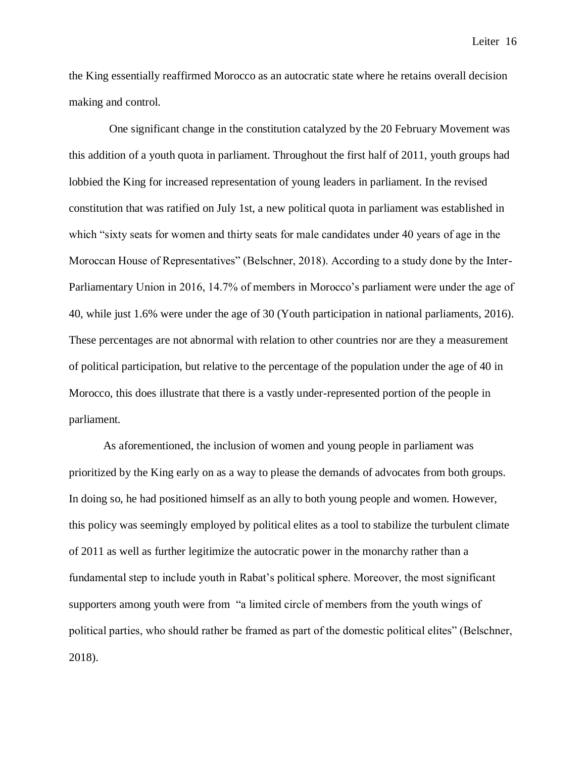the King essentially reaffirmed Morocco as an autocratic state where he retains overall decision making and control.

One significant change in the constitution catalyzed by the 20 February Movement was this addition of a youth quota in parliament. Throughout the first half of 2011, youth groups had lobbied the King for increased representation of young leaders in parliament. In the revised constitution that was ratified on July 1st, a new political quota in parliament was established in which "sixty seats for women and thirty seats for male candidates under 40 years of age in the Moroccan House of Representatives" (Belschner, 2018). According to a study done by the Inter-Parliamentary Union in 2016, 14.7% of members in Morocco's parliament were under the age of 40, while just 1.6% were under the age of 30 (Youth participation in national parliaments, 2016). These percentages are not abnormal with relation to other countries nor are they a measurement of political participation, but relative to the percentage of the population under the age of 40 in Morocco, this does illustrate that there is a vastly under-represented portion of the people in parliament.

As aforementioned, the inclusion of women and young people in parliament was prioritized by the King early on as a way to please the demands of advocates from both groups. In doing so, he had positioned himself as an ally to both young people and women. However, this policy was seemingly employed by political elites as a tool to stabilize the turbulent climate of 2011 as well as further legitimize the autocratic power in the monarchy rather than a fundamental step to include youth in Rabat's political sphere. Moreover, the most significant supporters among youth were from "a limited circle of members from the youth wings of political parties, who should rather be framed as part of the domestic political elites" (Belschner, 2018).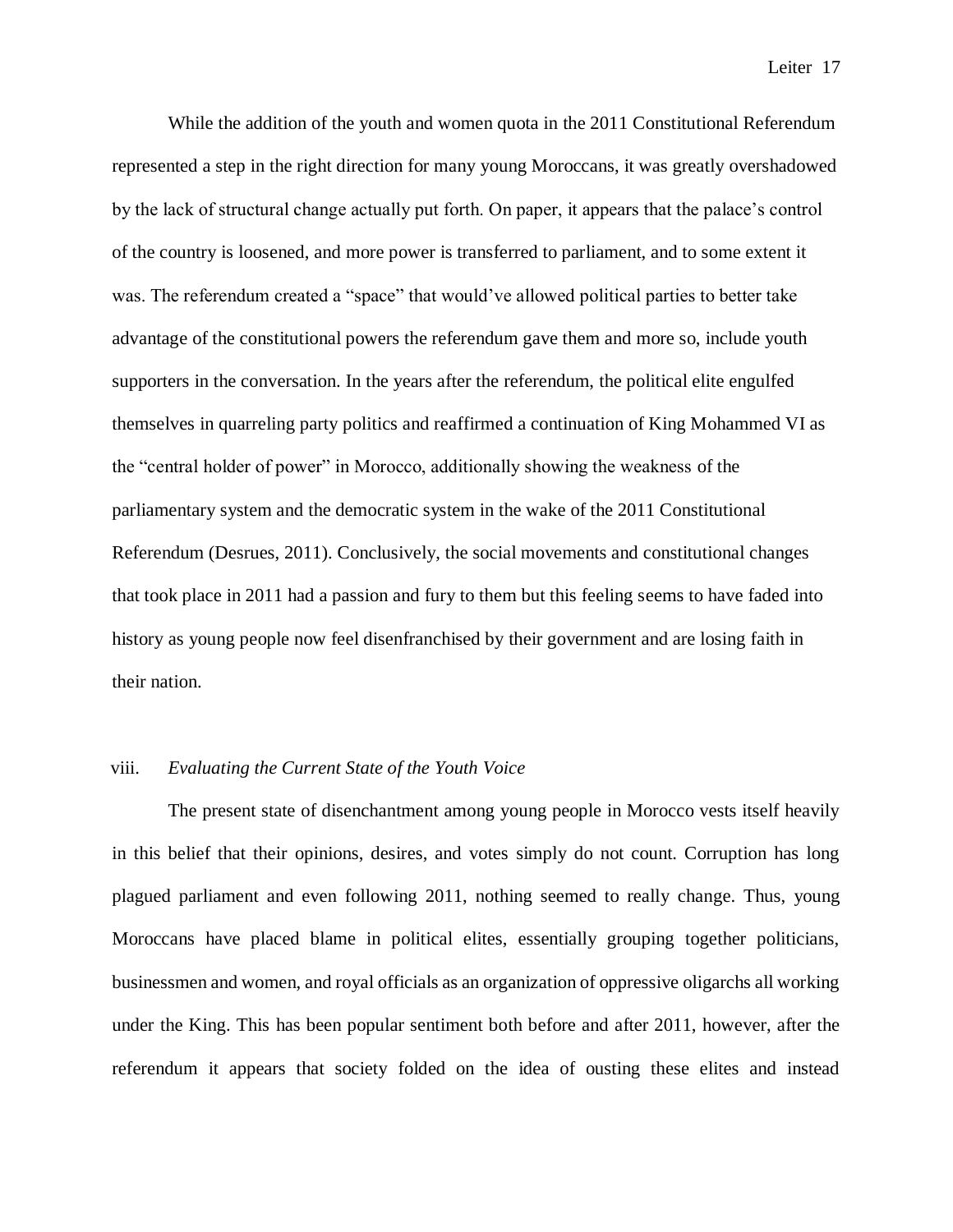While the addition of the youth and women quota in the 2011 Constitutional Referendum represented a step in the right direction for many young Moroccans, it was greatly overshadowed by the lack of structural change actually put forth. On paper, it appears that the palace's control of the country is loosened, and more power is transferred to parliament, and to some extent it was. The referendum created a "space" that would've allowed political parties to better take advantage of the constitutional powers the referendum gave them and more so, include youth supporters in the conversation. In the years after the referendum, the political elite engulfed themselves in quarreling party politics and reaffirmed a continuation of King Mohammed VI as the "central holder of power" in Morocco, additionally showing the weakness of the parliamentary system and the democratic system in the wake of the 2011 Constitutional Referendum (Desrues, 2011). Conclusively, the social movements and constitutional changes that took place in 2011 had a passion and fury to them but this feeling seems to have faded into history as young people now feel disenfranchised by their government and are losing faith in their nation.

### viii. *Evaluating the Current State of the Youth Voice*

The present state of disenchantment among young people in Morocco vests itself heavily in this belief that their opinions, desires, and votes simply do not count. Corruption has long plagued parliament and even following 2011, nothing seemed to really change. Thus, young Moroccans have placed blame in political elites, essentially grouping together politicians, businessmen and women, and royal officials as an organization of oppressive oligarchs all working under the King. This has been popular sentiment both before and after 2011, however, after the referendum it appears that society folded on the idea of ousting these elites and instead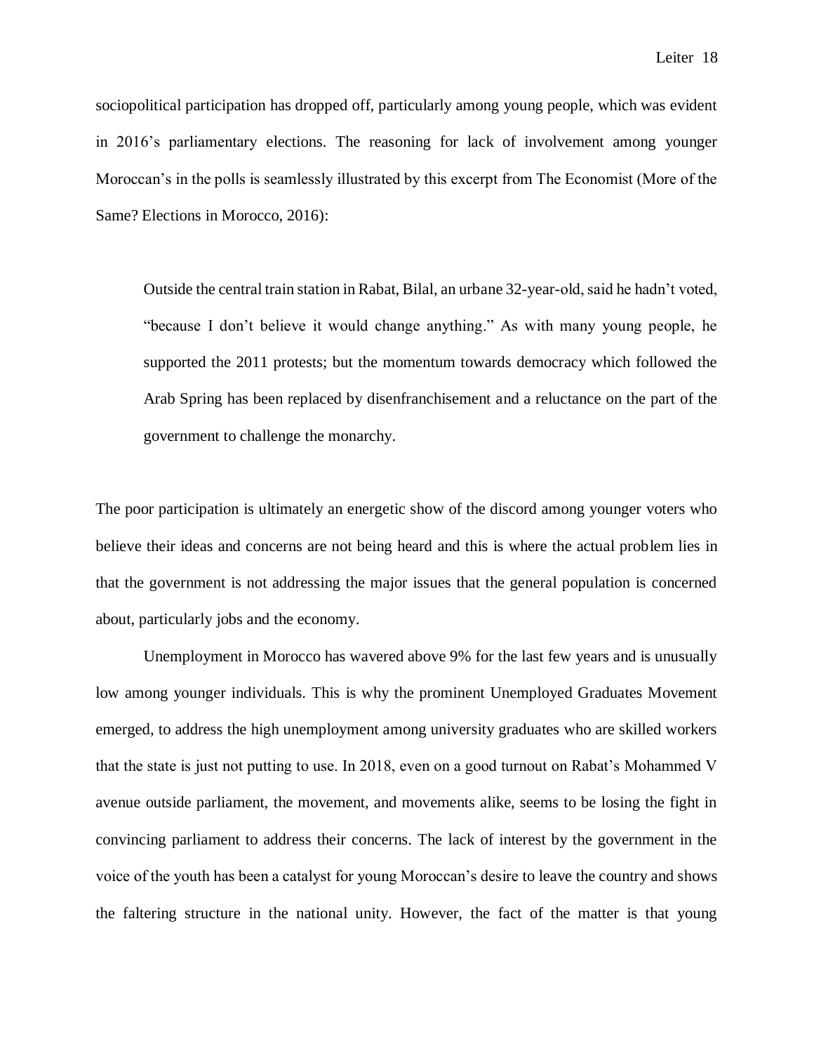sociopolitical participation has dropped off, particularly among young people, which was evident in 2016's parliamentary elections. The reasoning for lack of involvement among younger Moroccan's in the polls is seamlessly illustrated by this excerpt from The Economist (More of the Same? Elections in Morocco, 2016):

> Outside the central train station in Rabat, Bilal, an urbane 32-year-old, said he hadn't voted, "because I don't believe it would change anything." As with many young people, he supported the 2011 protests; but the momentum towards democracy which followed the Arab Spring has been replaced by disenfranchisement and a reluctance on the part of the government to challenge the monarchy.

The poor participation is ultimately an energetic show of the discord among younger voters who believe their ideas and concerns are not being heard and this is where the actual problem lies in that the government is not addressing the major issues that the general population is concerned about, particularly jobs and the economy.

Unemployment in Morocco has wavered above 9% for the last few years and is unusually low among younger individuals. This is why the prominent Unemployed Graduates Movement emerged, to address the high unemployment among university graduates who are skilled workers that the state is just not putting to use. In 2018, even on a good turnout on Rabat's Mohammed V avenue outside parliament, the movement, and movements alike, seems to be losing the fight in convincing parliament to address their concerns. The lack of interest by the government in the voice of the youth has been a catalyst for young Moroccan's desire to leave the country and shows the faltering structure in the national unity. However, the fact of the matter is that young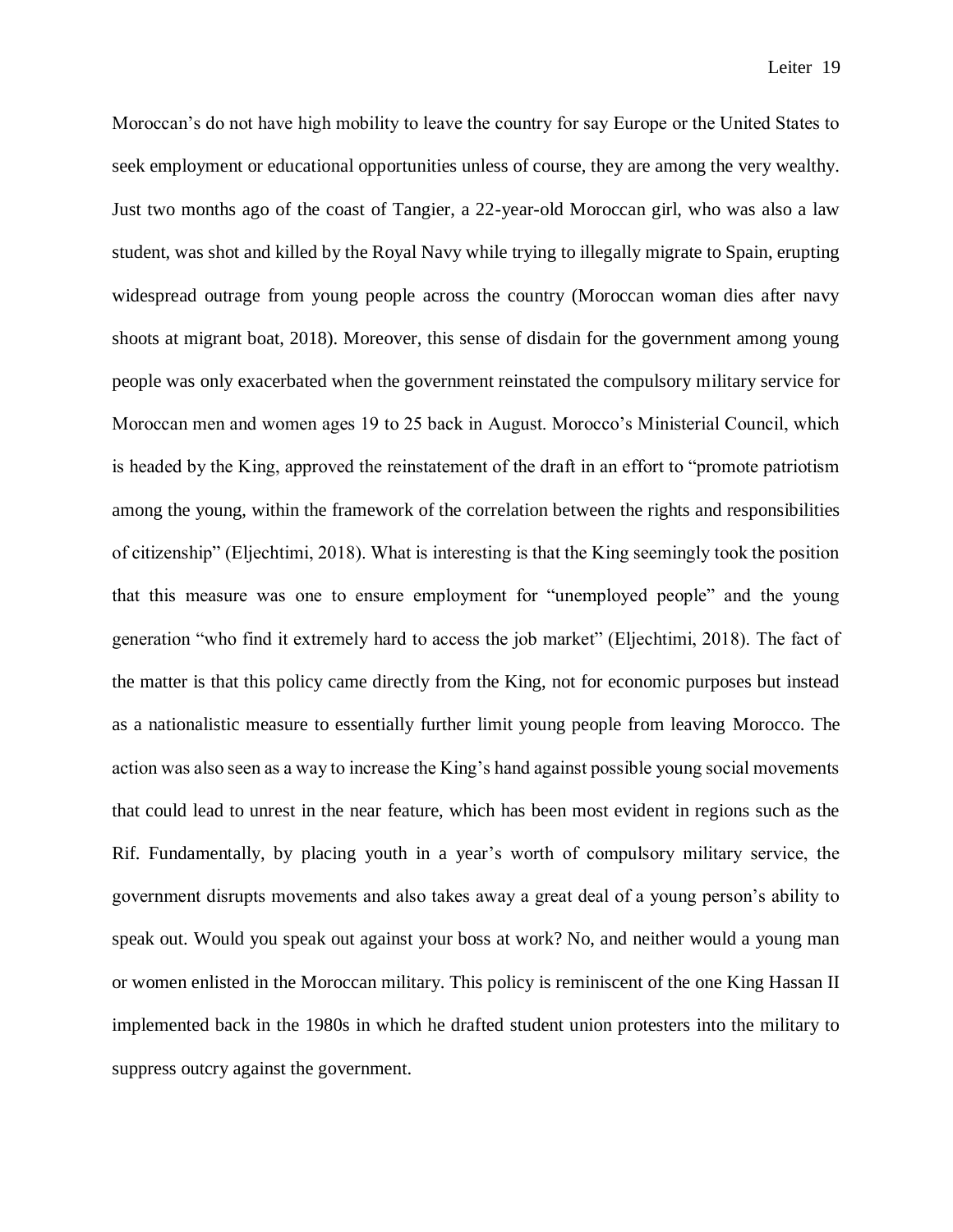Moroccan's do not have high mobility to leave the country for say Europe or the United States to seek employment or educational opportunities unless of course, they are among the very wealthy. Just two months ago of the coast of Tangier, a 22-year-old Moroccan girl, who was also a law student, was shot and killed by the Royal Navy while trying to illegally migrate to Spain, erupting widespread outrage from young people across the country (Moroccan woman dies after navy shoots at migrant boat, 2018). Moreover, this sense of disdain for the government among young people was only exacerbated when the government reinstated the compulsory military service for Moroccan men and women ages 19 to 25 back in August. Morocco's Ministerial Council, which is headed by the King, approved the reinstatement of the draft in an effort to "promote patriotism among the young, within the framework of the correlation between the rights and responsibilities of citizenship" (Eljechtimi, 2018). What is interesting is that the King seemingly took the position that this measure was one to ensure employment for "unemployed people" and the young generation "who find it extremely hard to access the job market" (Eljechtimi, 2018). The fact of the matter is that this policy came directly from the King, not for economic purposes but instead as a nationalistic measure to essentially further limit young people from leaving Morocco. The action was also seen as a way to increase the King's hand against possible young social movements that could lead to unrest in the near feature, which has been most evident in regions such as the Rif. Fundamentally, by placing youth in a year's worth of compulsory military service, the government disrupts movements and also takes away a great deal of a young person's ability to speak out. Would you speak out against your boss at work? No, and neither would a young man or women enlisted in the Moroccan military. This policy is reminiscent of the one King Hassan II implemented back in the 1980s in which he drafted student union protesters into the military to suppress outcry against the government.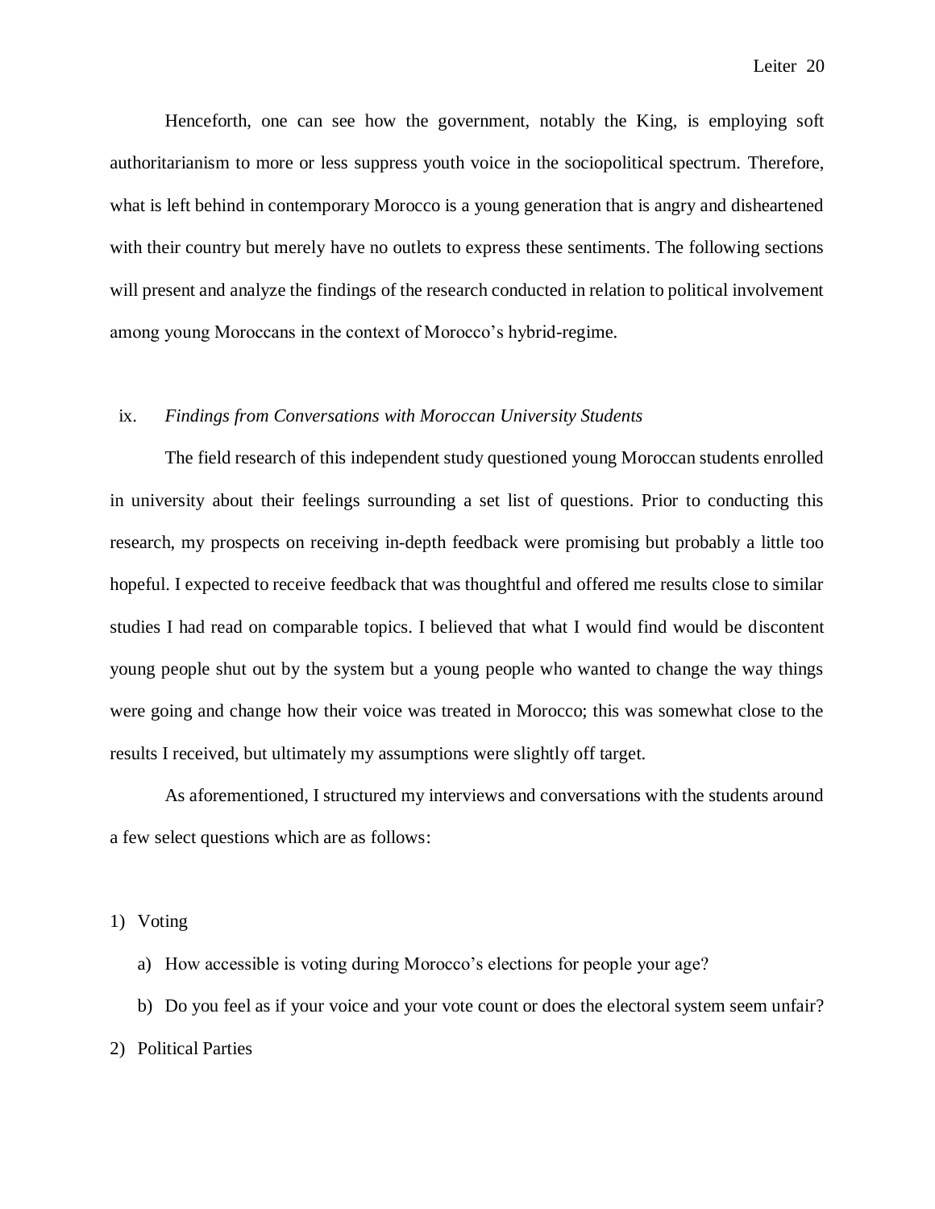Henceforth, one can see how the government, notably the King, is employing soft authoritarianism to more or less suppress youth voice in the sociopolitical spectrum. Therefore, what is left behind in contemporary Morocco is a young generation that is angry and disheartened with their country but merely have no outlets to express these sentiments. The following sections will present and analyze the findings of the research conducted in relation to political involvement among young Moroccans in the context of Morocco's hybrid-regime.

### ix. *Findings from Conversations with Moroccan University Students*

The field research of this independent study questioned young Moroccan students enrolled in university about their feelings surrounding a set list of questions. Prior to conducting this research, my prospects on receiving in-depth feedback were promising but probably a little too hopeful. I expected to receive feedback that was thoughtful and offered me results close to similar studies I had read on comparable topics. I believed that what I would find would be discontent young people shut out by the system but a young people who wanted to change the way things were going and change how their voice was treated in Morocco; this was somewhat close to the results I received, but ultimately my assumptions were slightly off target.

As aforementioned, I structured my interviews and conversations with the students around a few select questions which are as follows:

1) Voting
    a) How accessible is voting during Morocco's elections for people your age?
    b) Do you feel as if your voice and your vote count or does the electoral system seem unfair?
2) Political Parties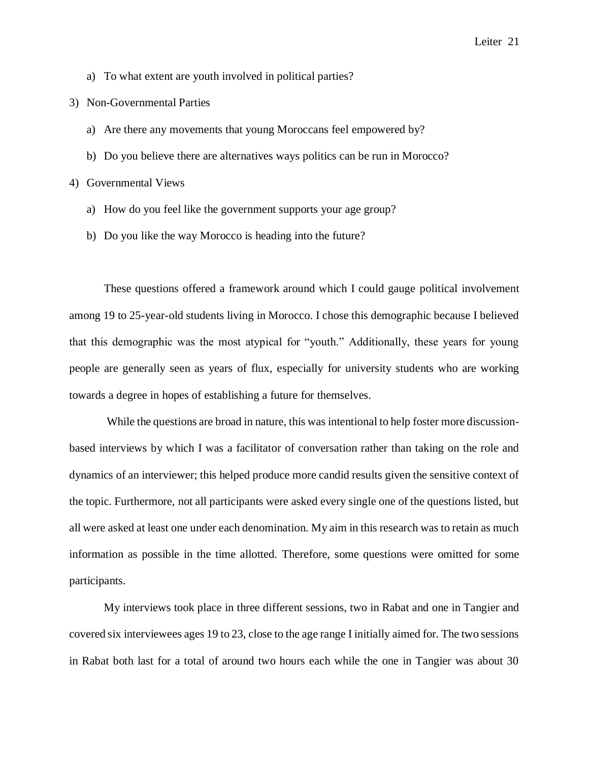a) To what extent are youth involved in political parties?

3) Non-Governmental Parties

   a) Are there any movements that young Moroccans feel empowered by?

   b) Do you believe there are alternatives ways politics can be run in Morocco?

4) Governmental Views

   a) How do you feel like the government supports your age group?

   b) Do you like the way Morocco is heading into the future?

These questions offered a framework around which I could gauge political involvement among 19 to 25-year-old students living in Morocco. I chose this demographic because I believed that this demographic was the most atypical for "youth." Additionally, these years for young people are generally seen as years of flux, especially for university students who are working towards a degree in hopes of establishing a future for themselves.

While the questions are broad in nature, this was intentional to help foster more discussion-based interviews by which I was a facilitator of conversation rather than taking on the role and dynamics of an interviewer; this helped produce more candid results given the sensitive context of the topic. Furthermore, not all participants were asked every single one of the questions listed, but all were asked at least one under each denomination. My aim in this research was to retain as much information as possible in the time allotted. Therefore, some questions were omitted for some participants.

My interviews took place in three different sessions, two in Rabat and one in Tangier and covered six interviewees ages 19 to 23, close to the age range I initially aimed for. The two sessions in Rabat both last for a total of around two hours each while the one in Tangier was about 30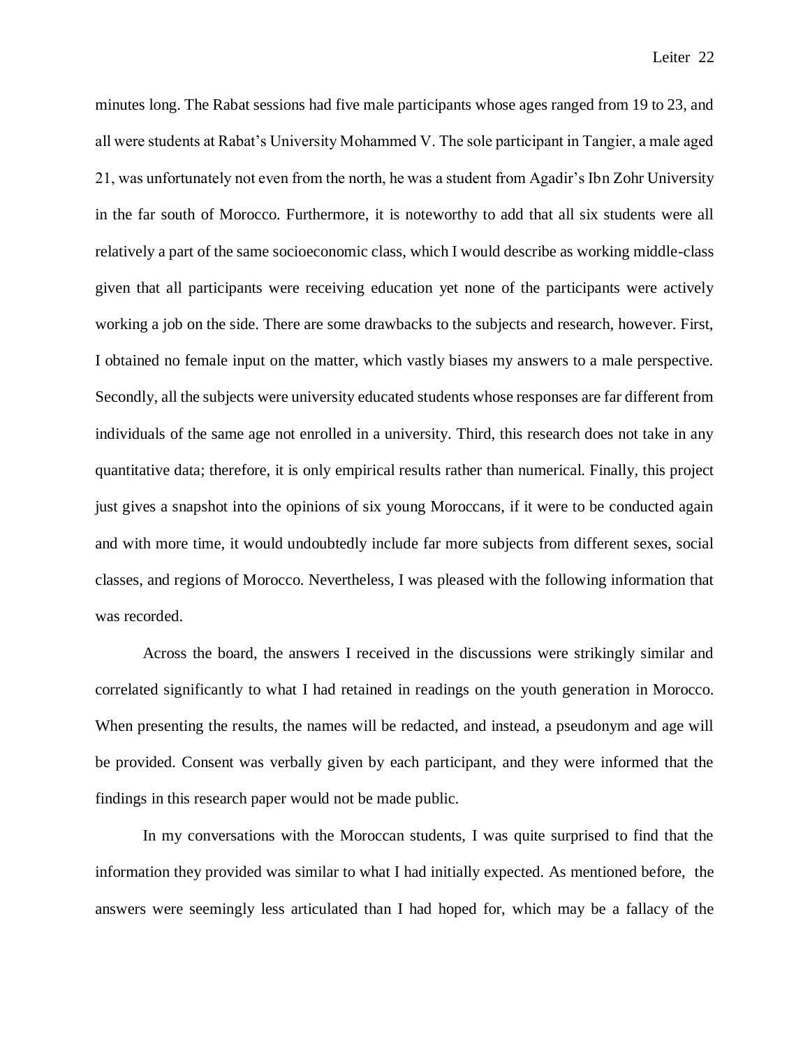minutes long. The Rabat sessions had five male participants whose ages ranged from 19 to 23, and all were students at Rabat's University Mohammed V. The sole participant in Tangier, a male aged 21, was unfortunately not even from the north, he was a student from Agadir's Ibn Zohr University in the far south of Morocco. Furthermore, it is noteworthy to add that all six students were all relatively a part of the same socioeconomic class, which I would describe as working middle-class given that all participants were receiving education yet none of the participants were actively working a job on the side. There are some drawbacks to the subjects and research, however. First, I obtained no female input on the matter, which vastly biases my answers to a male perspective. Secondly, all the subjects were university educated students whose responses are far different from individuals of the same age not enrolled in a university. Third, this research does not take in any quantitative data; therefore, it is only empirical results rather than numerical. Finally, this project just gives a snapshot into the opinions of six young Moroccans, if it were to be conducted again and with more time, it would undoubtedly include far more subjects from different sexes, social classes, and regions of Morocco. Nevertheless, I was pleased with the following information that was recorded.

Across the board, the answers I received in the discussions were strikingly similar and correlated significantly to what I had retained in readings on the youth generation in Morocco. When presenting the results, the names will be redacted, and instead, a pseudonym and age will be provided. Consent was verbally given by each participant, and they were informed that the findings in this research paper would not be made public.

In my conversations with the Moroccan students, I was quite surprised to find that the information they provided was similar to what I had initially expected. As mentioned before, the answers were seemingly less articulated than I had hoped for, which may be a fallacy of the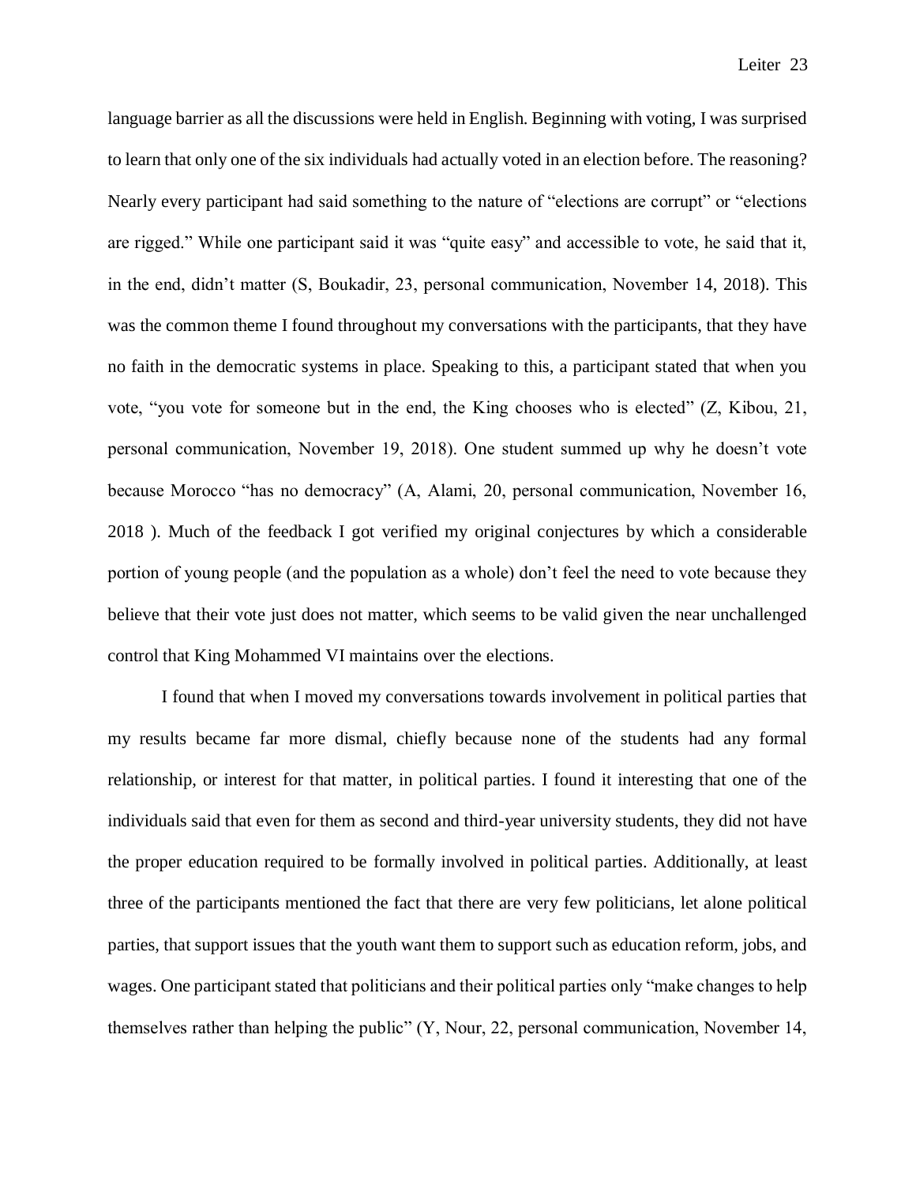language barrier as all the discussions were held in English. Beginning with voting, I was surprised to learn that only one of the six individuals had actually voted in an election before. The reasoning? Nearly every participant had said something to the nature of "elections are corrupt" or "elections are rigged." While one participant said it was "quite easy" and accessible to vote, he said that it, in the end, didn't matter (S, Boukadir, 23, personal communication, November 14, 2018). This was the common theme I found throughout my conversations with the participants, that they have no faith in the democratic systems in place. Speaking to this, a participant stated that when you vote, "you vote for someone but in the end, the King chooses who is elected" (Z, Kibou, 21, personal communication, November 19, 2018). One student summed up why he doesn't vote because Morocco "has no democracy" (A, Alami, 20, personal communication, November 16, 2018 ). Much of the feedback I got verified my original conjectures by which a considerable portion of young people (and the population as a whole) don't feel the need to vote because they believe that their vote just does not matter, which seems to be valid given the near unchallenged control that King Mohammed VI maintains over the elections.

I found that when I moved my conversations towards involvement in political parties that my results became far more dismal, chiefly because none of the students had any formal relationship, or interest for that matter, in political parties. I found it interesting that one of the individuals said that even for them as second and third-year university students, they did not have the proper education required to be formally involved in political parties. Additionally, at least three of the participants mentioned the fact that there are very few politicians, let alone political parties, that support issues that the youth want them to support such as education reform, jobs, and wages. One participant stated that politicians and their political parties only "make changes to help themselves rather than helping the public" (Y, Nour, 22, personal communication, November 14,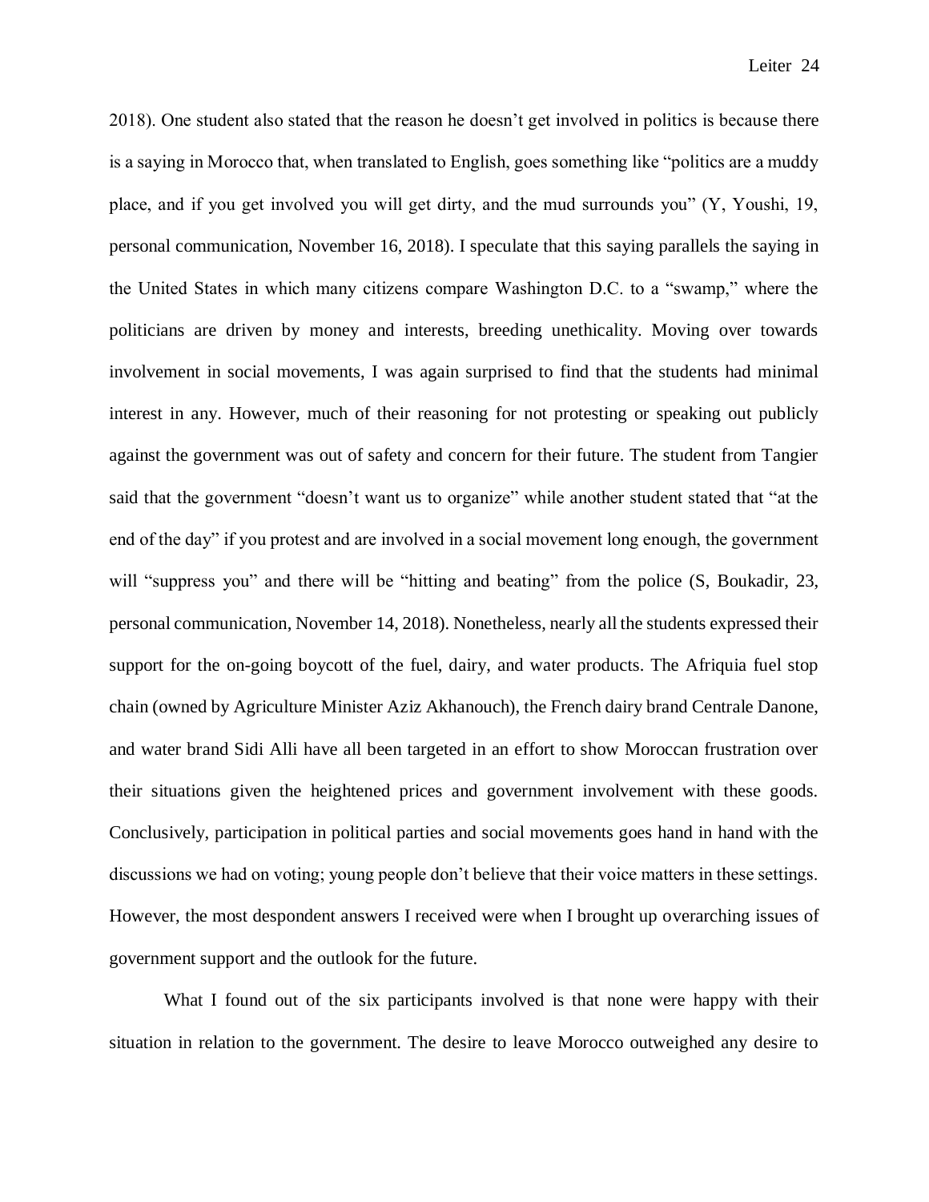2018). One student also stated that the reason he doesn't get involved in politics is because there is a saying in Morocco that, when translated to English, goes something like "politics are a muddy place, and if you get involved you will get dirty, and the mud surrounds you" (Y, Youshi, 19, personal communication, November 16, 2018). I speculate that this saying parallels the saying in the United States in which many citizens compare Washington D.C. to a "swamp," where the politicians are driven by money and interests, breeding unethicality. Moving over towards involvement in social movements, I was again surprised to find that the students had minimal interest in any. However, much of their reasoning for not protesting or speaking out publicly against the government was out of safety and concern for their future. The student from Tangier said that the government "doesn't want us to organize" while another student stated that "at the end of the day" if you protest and are involved in a social movement long enough, the government will "suppress you" and there will be "hitting and beating" from the police (S, Boukadir, 23, personal communication, November 14, 2018). Nonetheless, nearly all the students expressed their support for the on-going boycott of the fuel, dairy, and water products. The Afriquia fuel stop chain (owned by Agriculture Minister Aziz Akhanouch), the French dairy brand Centrale Danone, and water brand Sidi Alli have all been targeted in an effort to show Moroccan frustration over their situations given the heightened prices and government involvement with these goods. Conclusively, participation in political parties and social movements goes hand in hand with the discussions we had on voting; young people don't believe that their voice matters in these settings. However, the most despondent answers I received were when I brought up overarching issues of government support and the outlook for the future.

What I found out of the six participants involved is that none were happy with their situation in relation to the government. The desire to leave Morocco outweighed any desire to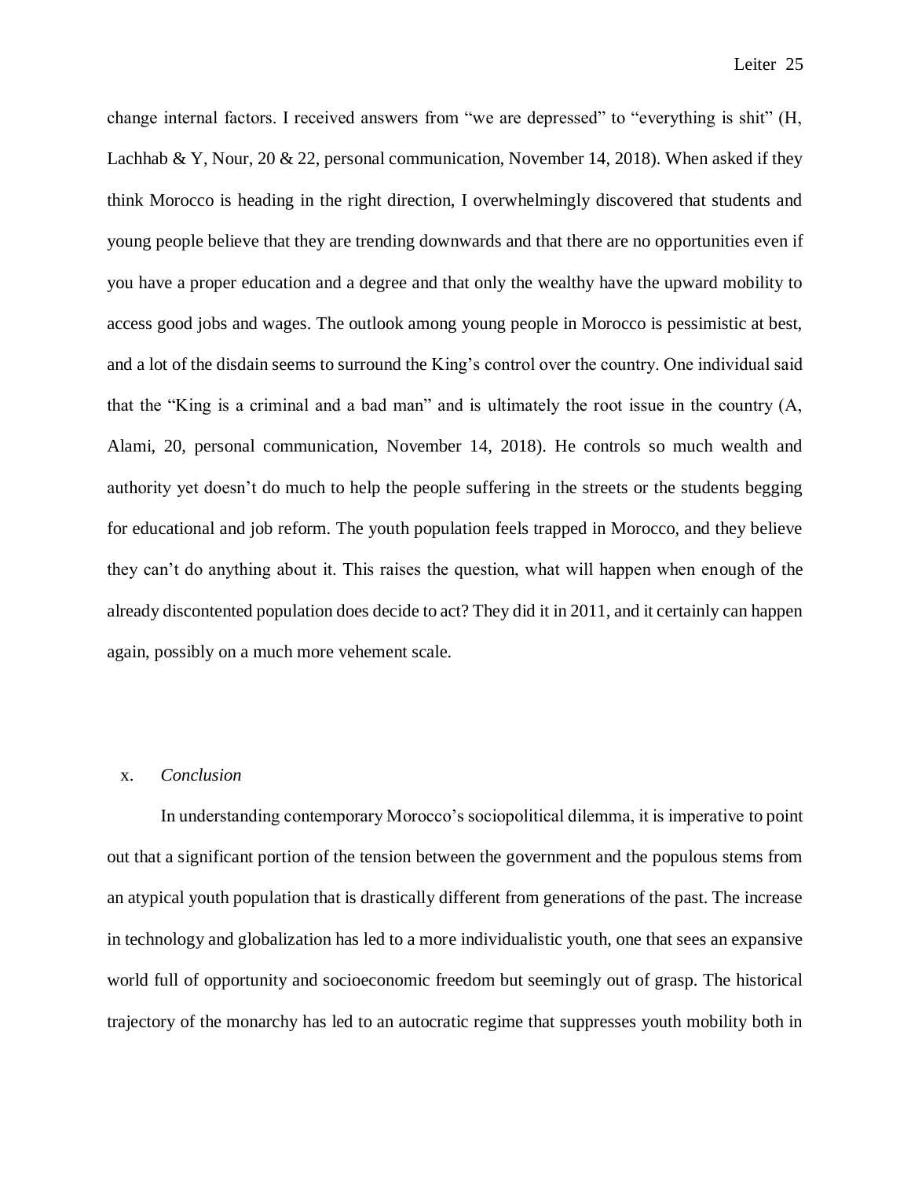change internal factors. I received answers from "we are depressed" to "everything is shit" (H, Lachhab & Y, Nour, 20 & 22, personal communication, November 14, 2018). When asked if they think Morocco is heading in the right direction, I overwhelmingly discovered that students and young people believe that they are trending downwards and that there are no opportunities even if you have a proper education and a degree and that only the wealthy have the upward mobility to access good jobs and wages. The outlook among young people in Morocco is pessimistic at best, and a lot of the disdain seems to surround the King's control over the country. One individual said that the "King is a criminal and a bad man" and is ultimately the root issue in the country (A, Alami, 20, personal communication, November 14, 2018). He controls so much wealth and authority yet doesn't do much to help the people suffering in the streets or the students begging for educational and job reform. The youth population feels trapped in Morocco, and they believe they can't do anything about it. This raises the question, what will happen when enough of the already discontented population does decide to act? They did it in 2011, and it certainly can happen again, possibly on a much more vehement scale.

## x. *Conclusion*

In understanding contemporary Morocco's sociopolitical dilemma, it is imperative to point out that a significant portion of the tension between the government and the populous stems from an atypical youth population that is drastically different from generations of the past. The increase in technology and globalization has led to a more individualistic youth, one that sees an expansive world full of opportunity and socioeconomic freedom but seemingly out of grasp. The historical trajectory of the monarchy has led to an autocratic regime that suppresses youth mobility both in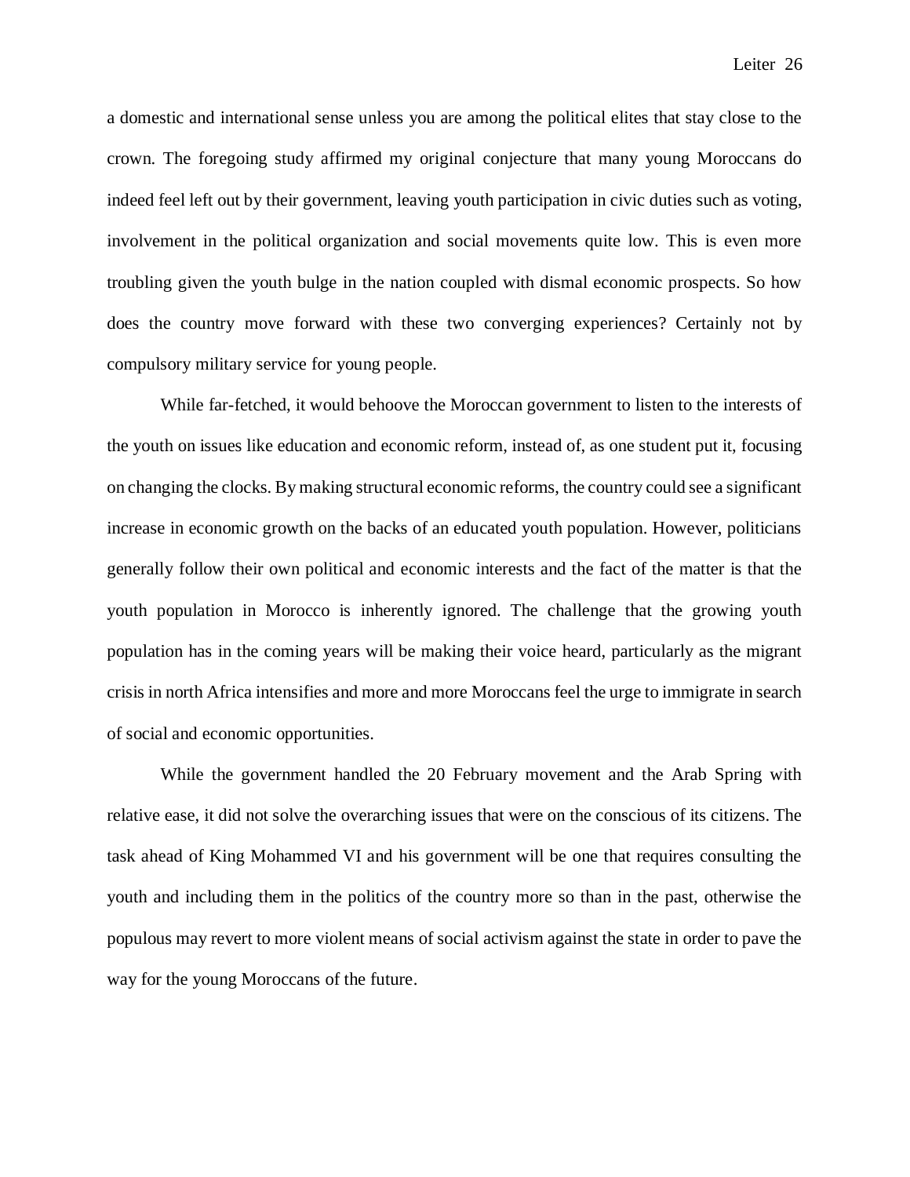a domestic and international sense unless you are among the political elites that stay close to the crown. The foregoing study affirmed my original conjecture that many young Moroccans do indeed feel left out by their government, leaving youth participation in civic duties such as voting, involvement in the political organization and social movements quite low. This is even more troubling given the youth bulge in the nation coupled with dismal economic prospects. So how does the country move forward with these two converging experiences? Certainly not by compulsory military service for young people.

While far-fetched, it would behoove the Moroccan government to listen to the interests of the youth on issues like education and economic reform, instead of, as one student put it, focusing on changing the clocks. By making structural economic reforms, the country could see a significant increase in economic growth on the backs of an educated youth population. However, politicians generally follow their own political and economic interests and the fact of the matter is that the youth population in Morocco is inherently ignored. The challenge that the growing youth population has in the coming years will be making their voice heard, particularly as the migrant crisis in north Africa intensifies and more and more Moroccans feel the urge to immigrate in search of social and economic opportunities.

While the government handled the 20 February movement and the Arab Spring with relative ease, it did not solve the overarching issues that were on the conscious of its citizens. The task ahead of King Mohammed VI and his government will be one that requires consulting the youth and including them in the politics of the country more so than in the past, otherwise the populous may revert to more violent means of social activism against the state in order to pave the way for the young Moroccans of the future.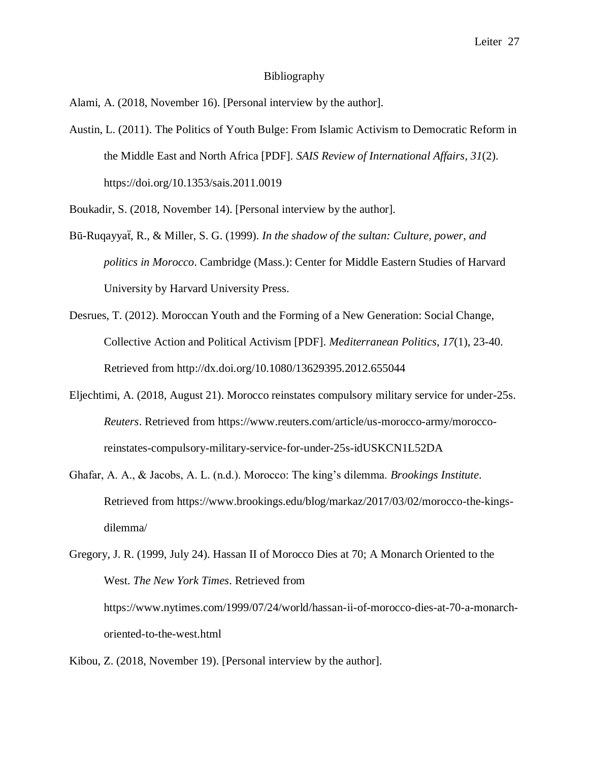# Bibliography

Alami, A. (2018, November 16). [Personal interview by the author].

Austin, L. (2011). The Politics of Youth Bulge: From Islamic Activism to Democratic Reform in the Middle East and North Africa [PDF]. *SAIS Review of International Affairs*, *31*(2). https://doi.org/10.1353/sais.2011.0019

Boukadir, S. (2018, November 14). [Personal interview by the author].

Bū-Ruqayyaẗ, R., & Miller, S. G. (1999). *In the shadow of the sultan: Culture, power, and politics in Morocco*. Cambridge (Mass.): Center for Middle Eastern Studies of Harvard University by Harvard University Press.

Desrues, T. (2012). Moroccan Youth and the Forming of a New Generation: Social Change, Collective Action and Political Activism [PDF]. *Mediterranean Politics*, *17*(1), 23-40. Retrieved from http://dx.doi.org/10.1080/13629395.2012.655044

Eljechtimi, A. (2018, August 21). Morocco reinstates compulsory military service for under-25s. *Reuters*. Retrieved from https://www.reuters.com/article/us-morocco-army/morocco-reinstates-compulsory-military-service-for-under-25s-idUSKCN1L52DA

Ghafar, A. A., & Jacobs, A. L. (n.d.). Morocco: The king's dilemma. *Brookings Institute*. Retrieved from https://www.brookings.edu/blog/markaz/2017/03/02/morocco-the-kings-dilemma/

Gregory, J. R. (1999, July 24). Hassan II of Morocco Dies at 70; A Monarch Oriented to the West. *The New York Times*. Retrieved from https://www.nytimes.com/1999/07/24/world/hassan-ii-of-morocco-dies-at-70-a-monarch-oriented-to-the-west.html

Kibou, Z. (2018, November 19). [Personal interview by the author].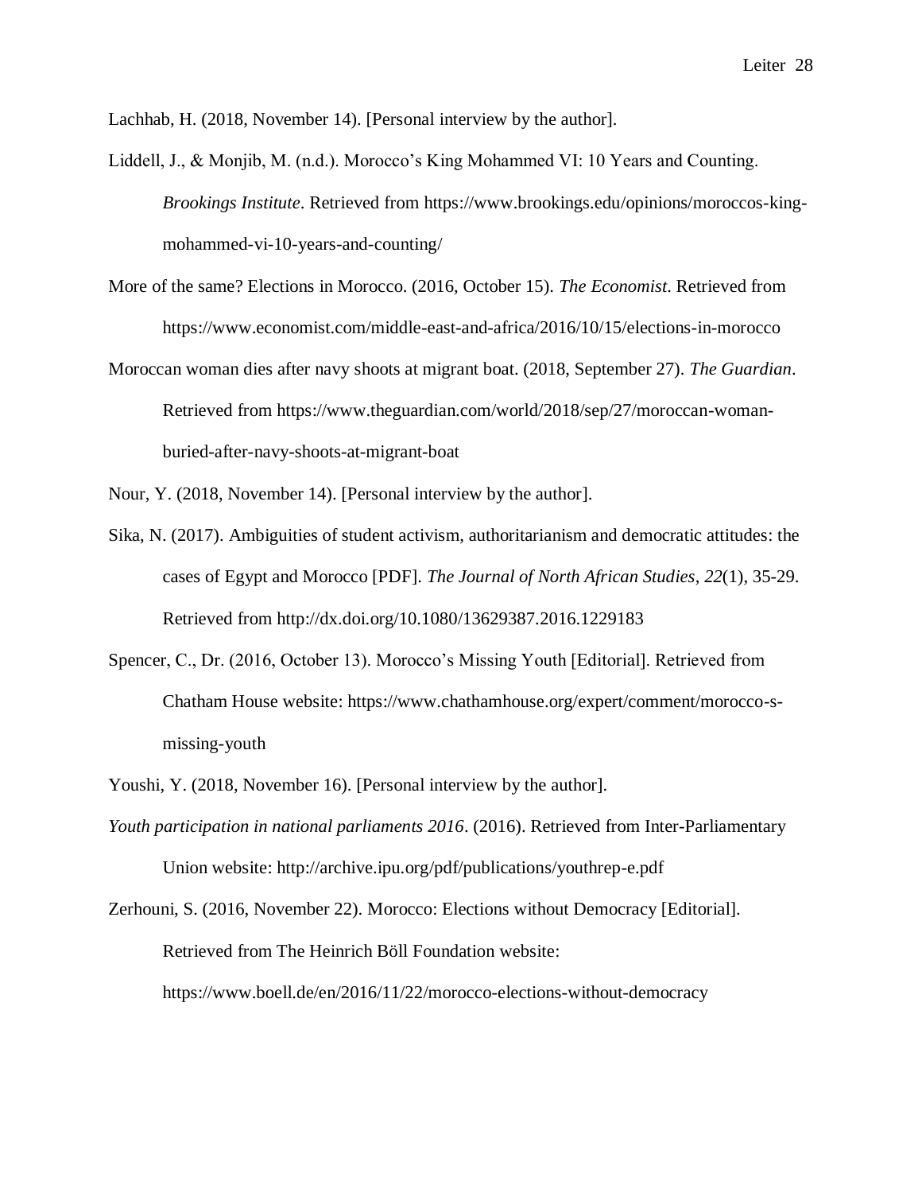Lachhab, H. (2018, November 14). [Personal interview by the author].

Liddell, J., & Monjib, M. (n.d.). Morocco's King Mohammed VI: 10 Years and Counting. *Brookings Institute*. Retrieved from https://www.brookings.edu/opinions/moroccos-king-mohammed-vi-10-years-and-counting/

More of the same? Elections in Morocco. (2016, October 15). *The Economist*. Retrieved from https://www.economist.com/middle-east-and-africa/2016/10/15/elections-in-morocco

Moroccan woman dies after navy shoots at migrant boat. (2018, September 27). *The Guardian*. Retrieved from https://www.theguardian.com/world/2018/sep/27/moroccan-woman-buried-after-navy-shoots-at-migrant-boat

Nour, Y. (2018, November 14). [Personal interview by the author].

Sika, N. (2017). Ambiguities of student activism, authoritarianism and democratic attitudes: the cases of Egypt and Morocco [PDF]. *The Journal of North African Studies*, *22*(1), 35-29. Retrieved from http://dx.doi.org/10.1080/13629387.2016.1229183

Spencer, C., Dr. (2016, October 13). Morocco's Missing Youth [Editorial]. Retrieved from Chatham House website: https://www.chathamhouse.org/expert/comment/morocco-s-missing-youth

Youshi, Y. (2018, November 16). [Personal interview by the author].

*Youth participation in national parliaments 2016*. (2016). Retrieved from Inter-Parliamentary Union website: http://archive.ipu.org/pdf/publications/youthrep-e.pdf

Zerhouni, S. (2016, November 22). Morocco: Elections without Democracy [Editorial]. Retrieved from The Heinrich Böll Foundation website: https://www.boell.de/en/2016/11/22/morocco-elections-without-democracy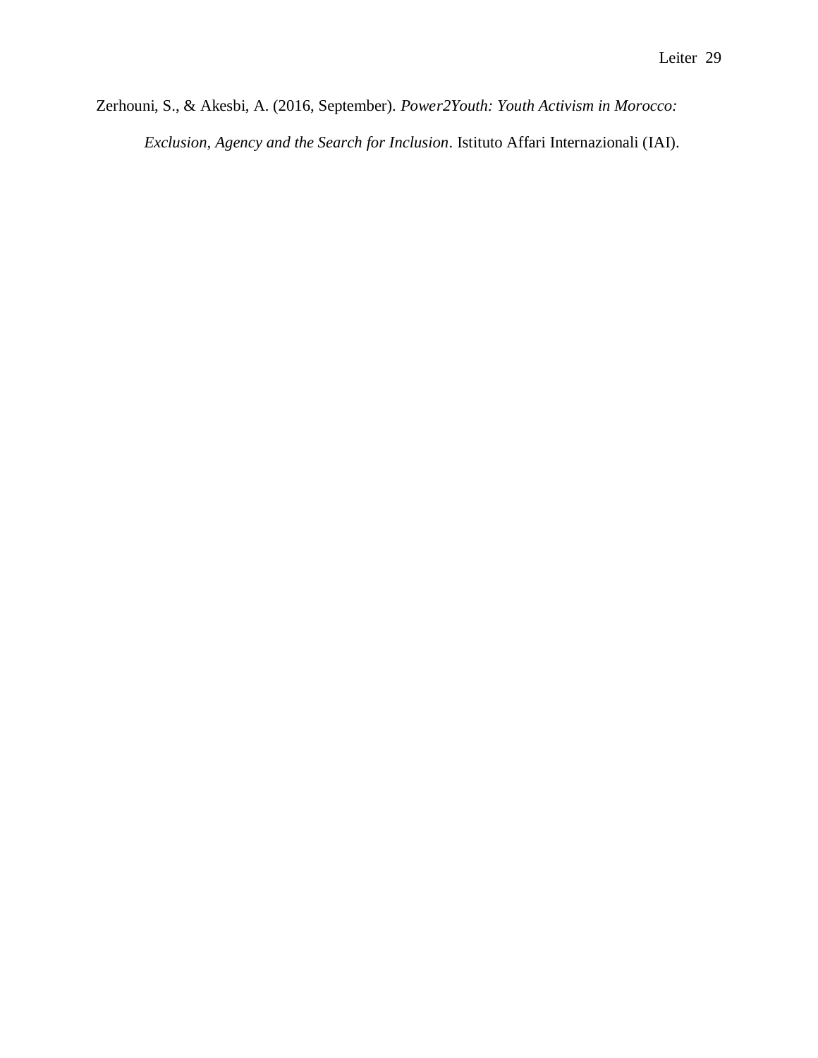Zerhouni, S., & Akesbi, A. (2016, September). *Power2Youth: Youth Activism in Morocco: Exclusion, Agency and the Search for Inclusion*. Istituto Affari Internazionali (IAI).